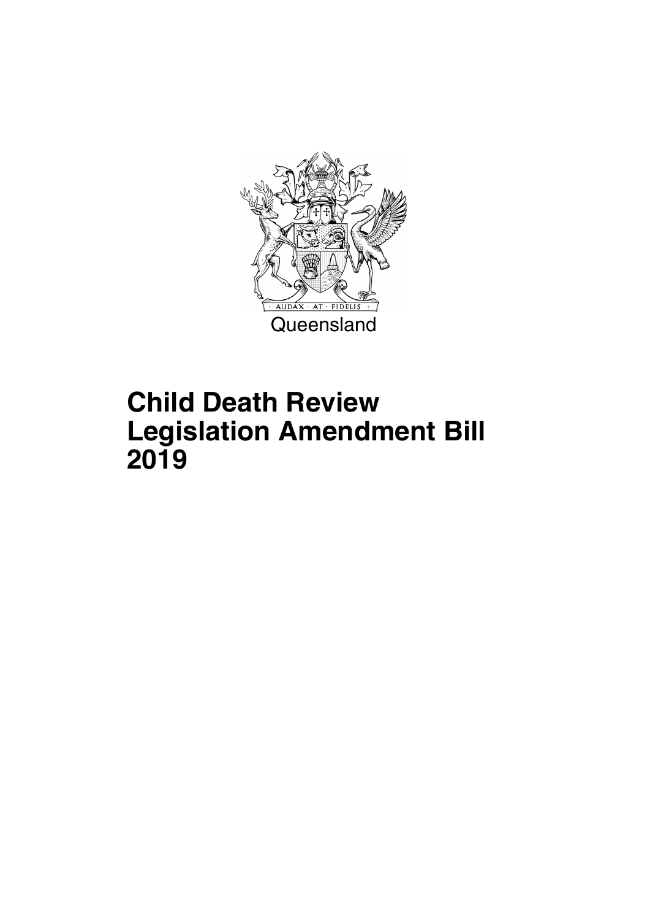AUDAX · AT · FIDELIS

Queensland

# Child Death Review Legislation Amendment Bill 2019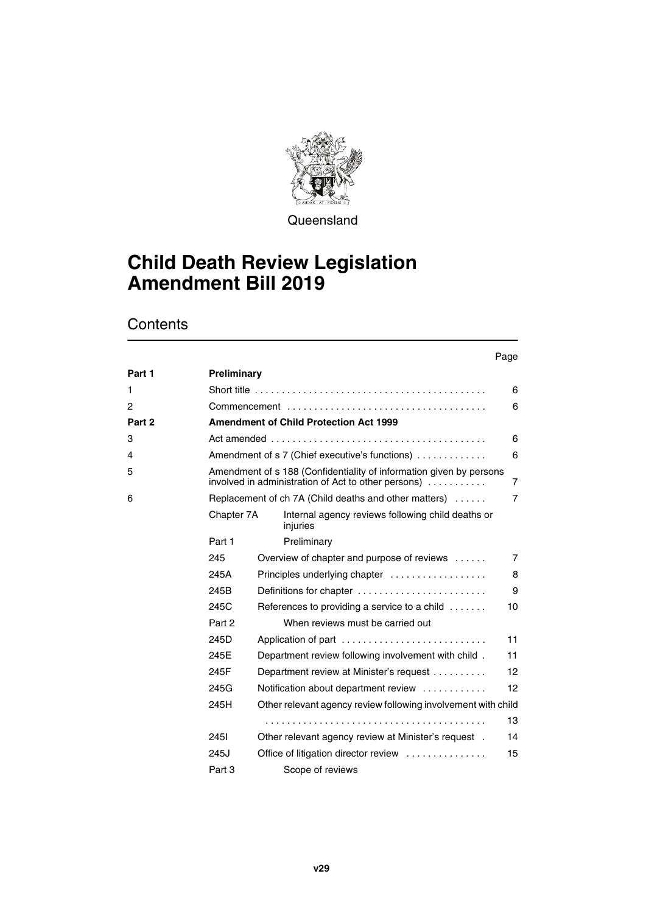Queensland

# Child Death Review Legislation Amendment Bill 2019

## Contents

| | | | Page |
|---|---|---|---|
| **Part 1** | **Preliminary** | | |
| 1 | Short title | | 6 |
| 2 | Commencement | | 6 |
| **Part 2** | **Amendment of Child Protection Act 1999** | | |
| 3 | Act amended | | 6 |
| 4 | Amendment of s 7 (Chief executive's functions) | | 6 |
| 5 | Amendment of s 188 (Confidentiality of information given by persons involved in administration of Act to other persons) | | 7 |
| 6 | Replacement of ch 7A (Child deaths and other matters) | | 7 |
| | Chapter 7A | Internal agency reviews following child deaths or injuries | |
| | Part 1 | Preliminary | |
| | 245 | Overview of chapter and purpose of reviews | 7 |
| | 245A | Principles underlying chapter | 8 |
| | 245B | Definitions for chapter | 9 |
| | 245C | References to providing a service to a child | 10 |
| | Part 2 | When reviews must be carried out | |
| | 245D | Application of part | 11 |
| | 245E | Department review following involvement with child | 11 |
| | 245F | Department review at Minister's request | 12 |
| | 245G | Notification about department review | 12 |
| | 245H | Other relevant agency review following involvement with child | 13 |
| | 245I | Other relevant agency review at Minister's request | 14 |
| | 245J | Office of litigation director review | 15 |
| | Part 3 | Scope of reviews | |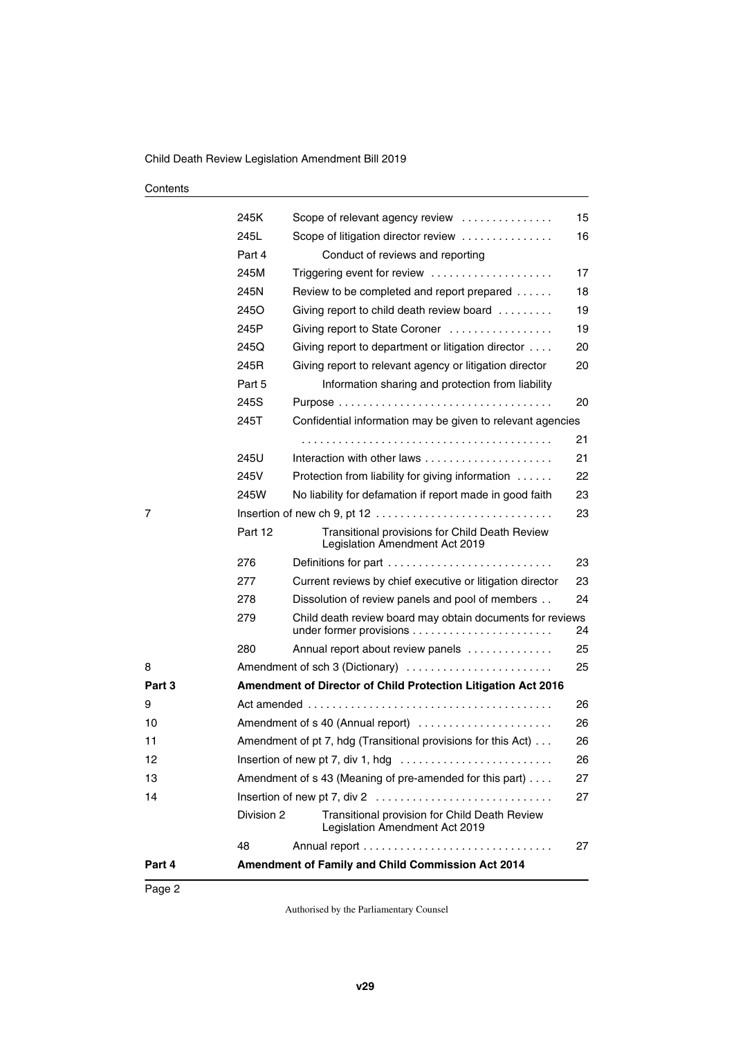| | | | |
|---|---|---|---|
| | 245K | Scope of relevant agency review | 15 |
| | 245L | Scope of litigation director review | 16 |
| | Part 4 | Conduct of reviews and reporting | |
| | 245M | Triggering event for review | 17 |
| | 245N | Review to be completed and report prepared | 18 |
| | 245O | Giving report to child death review board | 19 |
| | 245P | Giving report to State Coroner | 19 |
| | 245Q | Giving report to department or litigation director | 20 |
| | 245R | Giving report to relevant agency or litigation director | 20 |
| | Part 5 | Information sharing and protection from liability | |
| | 245S | Purpose | 20 |
| | 245T | Confidential information may be given to relevant agencies | 21 |
| | 245U | Interaction with other laws | 21 |
| | 245V | Protection from liability for giving information | 22 |
| | 245W | No liability for defamation if report made in good faith | 23 |
| 7 | | Insertion of new ch 9, pt 12 | 23 |
| | Part 12 | Transitional provisions for Child Death Review Legislation Amendment Act 2019 | |
| | 276 | Definitions for part | 23 |
| | 277 | Current reviews by chief executive or litigation director | 23 |
| | 278 | Dissolution of review panels and pool of members | 24 |
| | 279 | Child death review board may obtain documents for reviews under former provisions | 24 |
| | 280 | Annual report about review panels | 25 |
| 8 | | Amendment of sch 3 (Dictionary) | 25 |
| **Part 3** | | **Amendment of Director of Child Protection Litigation Act 2016** | |
| 9 | | Act amended | 26 |
| 10 | | Amendment of s 40 (Annual report) | 26 |
| 11 | | Amendment of pt 7, hdg (Transitional provisions for this Act) | 26 |
| 12 | | Insertion of new pt 7, div 1, hdg | 26 |
| 13 | | Amendment of s 43 (Meaning of pre-amended for this part) | 27 |
| 14 | | Insertion of new pt 7, div 2 | 27 |
| | Division 2 | Transitional provision for Child Death Review Legislation Amendment Act 2019 | |
| | 48 | Annual report | 27 |
| **Part 4** | | **Amendment of Family and Child Commission Act 2014** | |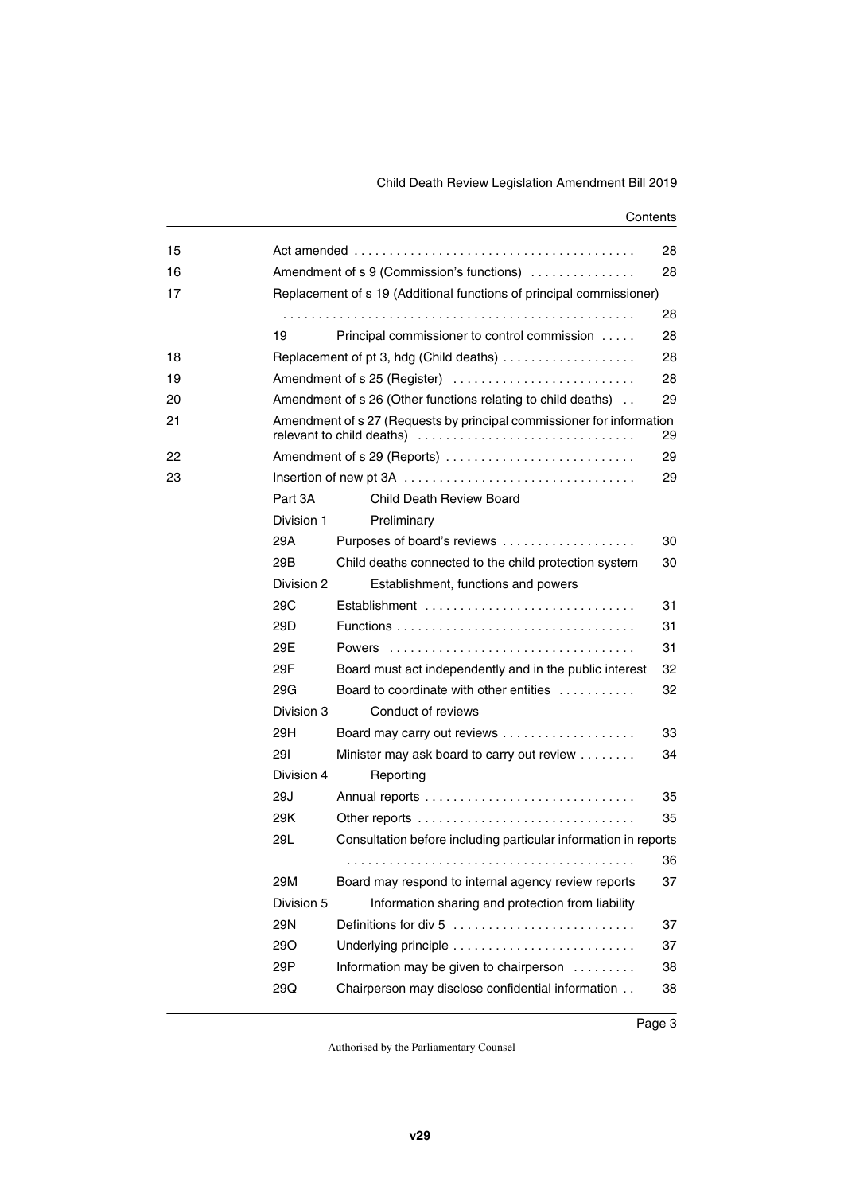| | | | |
|---|---|---|---|
| 15 | Act amended | | 28 |
| 16 | Amendment of s 9 (Commission's functions) | | 28 |
| 17 | Replacement of s 19 (Additional functions of principal commissioner) | | 28 |
| | 19 | Principal commissioner to control commission | 28 |
| 18 | Replacement of pt 3, hdg (Child deaths) | | 28 |
| 19 | Amendment of s 25 (Register) | | 28 |
| 20 | Amendment of s 26 (Other functions relating to child deaths) | | 29 |
| 21 | Amendment of s 27 (Requests by principal commissioner for information relevant to child deaths) | | 29 |
| 22 | Amendment of s 29 (Reports) | | 29 |
| 23 | Insertion of new pt 3A | | 29 |
| | Part 3A | Child Death Review Board | |
| | Division 1 | Preliminary | |
| | 29A | Purposes of board's reviews | 30 |
| | 29B | Child deaths connected to the child protection system | 30 |
| | Division 2 | Establishment, functions and powers | |
| | 29C | Establishment | 31 |
| | 29D | Functions | 31 |
| | 29E | Powers | 31 |
| | 29F | Board must act independently and in the public interest | 32 |
| | 29G | Board to coordinate with other entities | 32 |
| | Division 3 | Conduct of reviews | |
| | 29H | Board may carry out reviews | 33 |
| | 29I | Minister may ask board to carry out review | 34 |
| | Division 4 | Reporting | |
| | 29J | Annual reports | 35 |
| | 29K | Other reports | 35 |
| | 29L | Consultation before including particular information in reports | 36 |
| | 29M | Board may respond to internal agency review reports | 37 |
| | Division 5 | Information sharing and protection from liability | |
| | 29N | Definitions for div 5 | 37 |
| | 29O | Underlying principle | 37 |
| | 29P | Information may be given to chairperson | 38 |
| | 29Q | Chairperson may disclose confidential information | 38 |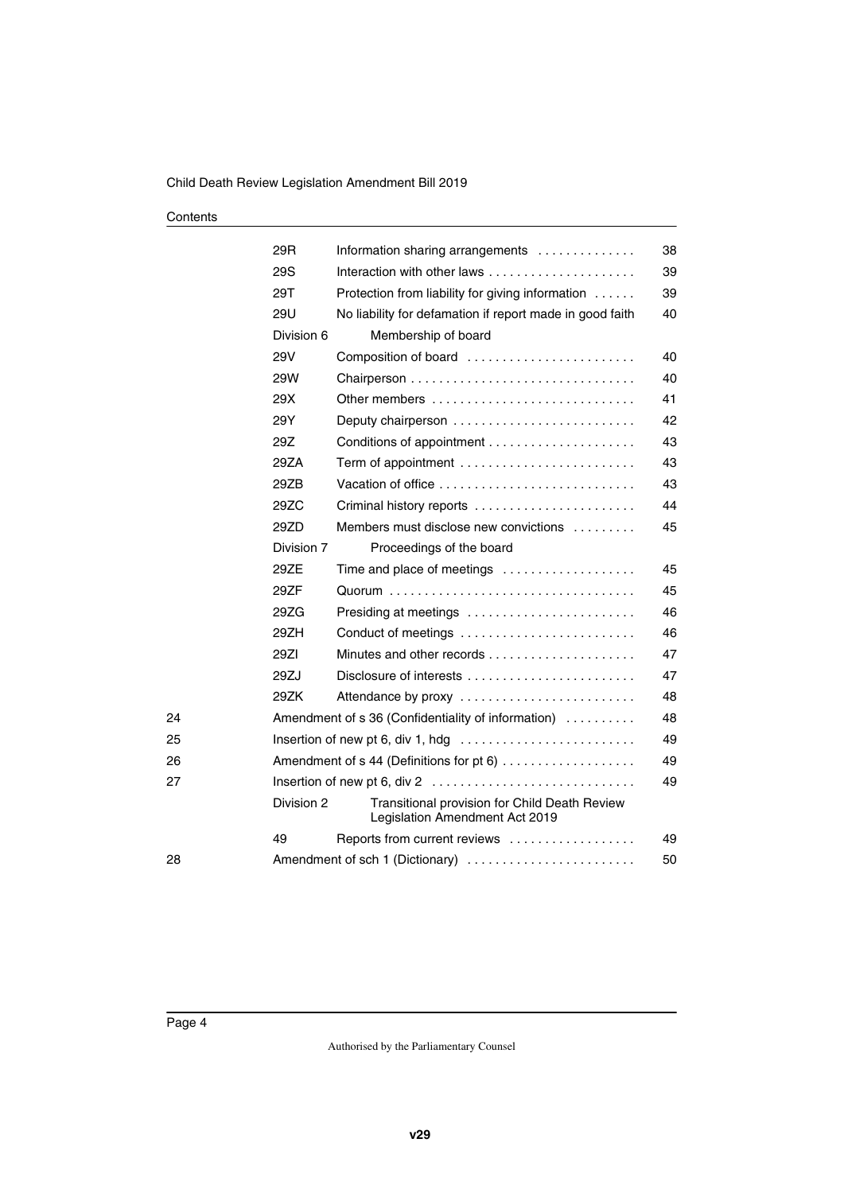| | | | |
|---|---|---|---|
| | 29R | Information sharing arrangements | 38 |
| | 29S | Interaction with other laws | 39 |
| | 29T | Protection from liability for giving information | 39 |
| | 29U | No liability for defamation if report made in good faith | 40 |
| | Division 6 | Membership of board | |
| | 29V | Composition of board | 40 |
| | 29W | Chairperson | 40 |
| | 29X | Other members | 41 |
| | 29Y | Deputy chairperson | 42 |
| | 29Z | Conditions of appointment | 43 |
| | 29ZA | Term of appointment | 43 |
| | 29ZB | Vacation of office | 43 |
| | 29ZC | Criminal history reports | 44 |
| | 29ZD | Members must disclose new convictions | 45 |
| | Division 7 | Proceedings of the board | |
| | 29ZE | Time and place of meetings | 45 |
| | 29ZF | Quorum | 45 |
| | 29ZG | Presiding at meetings | 46 |
| | 29ZH | Conduct of meetings | 46 |
| | 29ZI | Minutes and other records | 47 |
| | 29ZJ | Disclosure of interests | 47 |
| | 29ZK | Attendance by proxy | 48 |
| 24 | Amendment of s 36 (Confidentiality of information) | | 48 |
| 25 | Insertion of new pt 6, div 1, hdg | | 49 |
| 26 | Amendment of s 44 (Definitions for pt 6) | | 49 |
| 27 | Insertion of new pt 6, div 2 | | 49 |
| | Division 2 | Transitional provision for Child Death Review Legislation Amendment Act 2019 | |
| | 49 | Reports from current reviews | 49 |
| 28 | Amendment of sch 1 (Dictionary) | | 50 |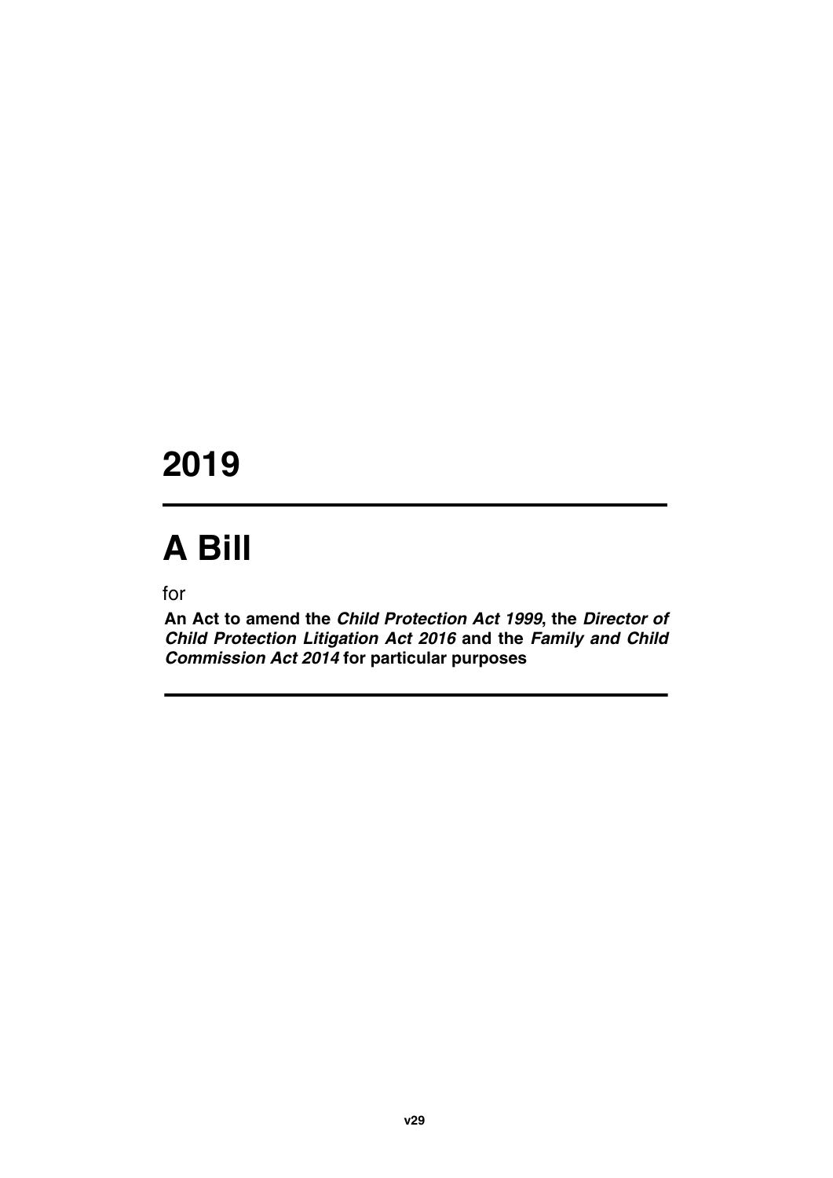# 2019

# A Bill

for

**An Act to amend the *Child Protection Act 1999*, the *Director of Child Protection Litigation Act 2016* and the *Family and Child Commission Act 2014* for particular purposes**

v29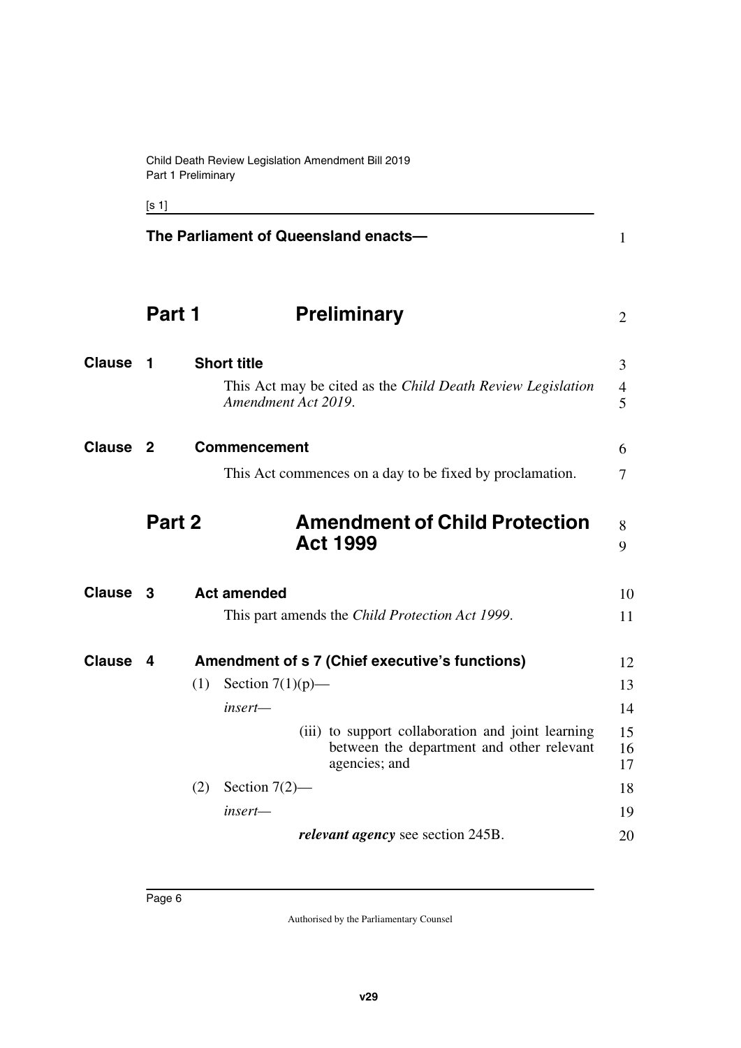The Parliament of Queensland enacts—

# Part 1 Preliminary

## Clause 1 Short title

This Act may be cited as the *Child Death Review Legislation Amendment Act 2019*.

## Clause 2 Commencement

This Act commences on a day to be fixed by proclamation.

# Part 2 Amendment of Child Protection Act 1999

## Clause 3 Act amended

This part amends the *Child Protection Act 1999*.

## Clause 4 Amendment of s 7 (Chief executive's functions)

(1) Section 7(1)(p)—

*insert*—

(iii) to support collaboration and joint learning between the department and other relevant agencies; and

(2) Section 7(2)—

*insert*—

***relevant agency*** see section 245B.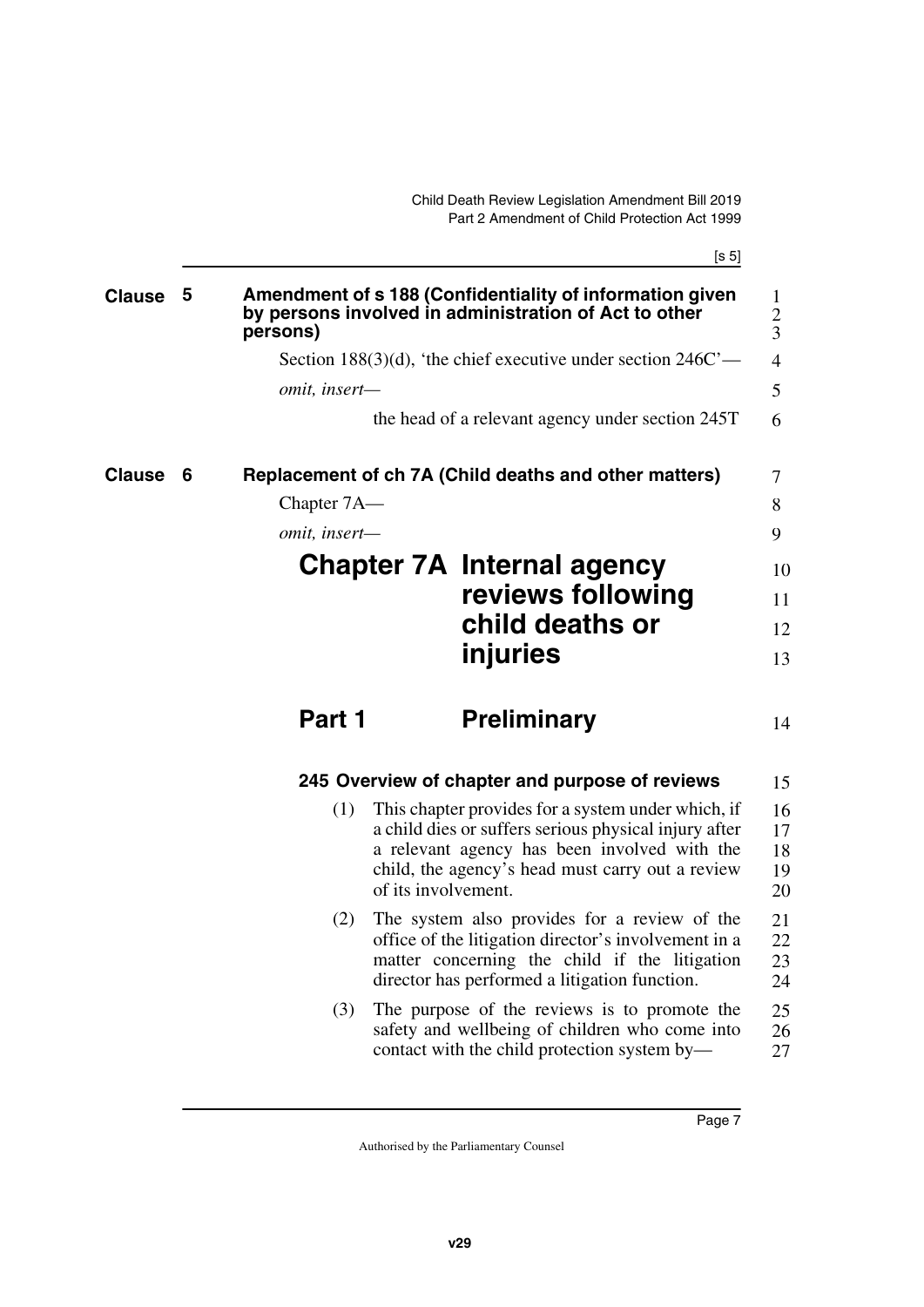**Clause 5 Amendment of s 188 (Confidentiality of information given by persons involved in administration of Act to other persons)**

Section 188(3)(d), 'the chief executive under section 246C'—

*omit, insert—*

the head of a relevant agency under section 245T

**Clause 6 Replacement of ch 7A (Child deaths and other matters)**

Chapter 7A—

*omit, insert—*

# Chapter 7A Internal agency reviews following child deaths or injuries

## Part 1 Preliminary

### 245 Overview of chapter and purpose of reviews

(1) This chapter provides for a system under which, if a child dies or suffers serious physical injury after a relevant agency has been involved with the child, the agency's head must carry out a review of its involvement.

(2) The system also provides for a review of the office of the litigation director's involvement in a matter concerning the child if the litigation director has performed a litigation function.

(3) The purpose of the reviews is to promote the safety and wellbeing of children who come into contact with the child protection system by—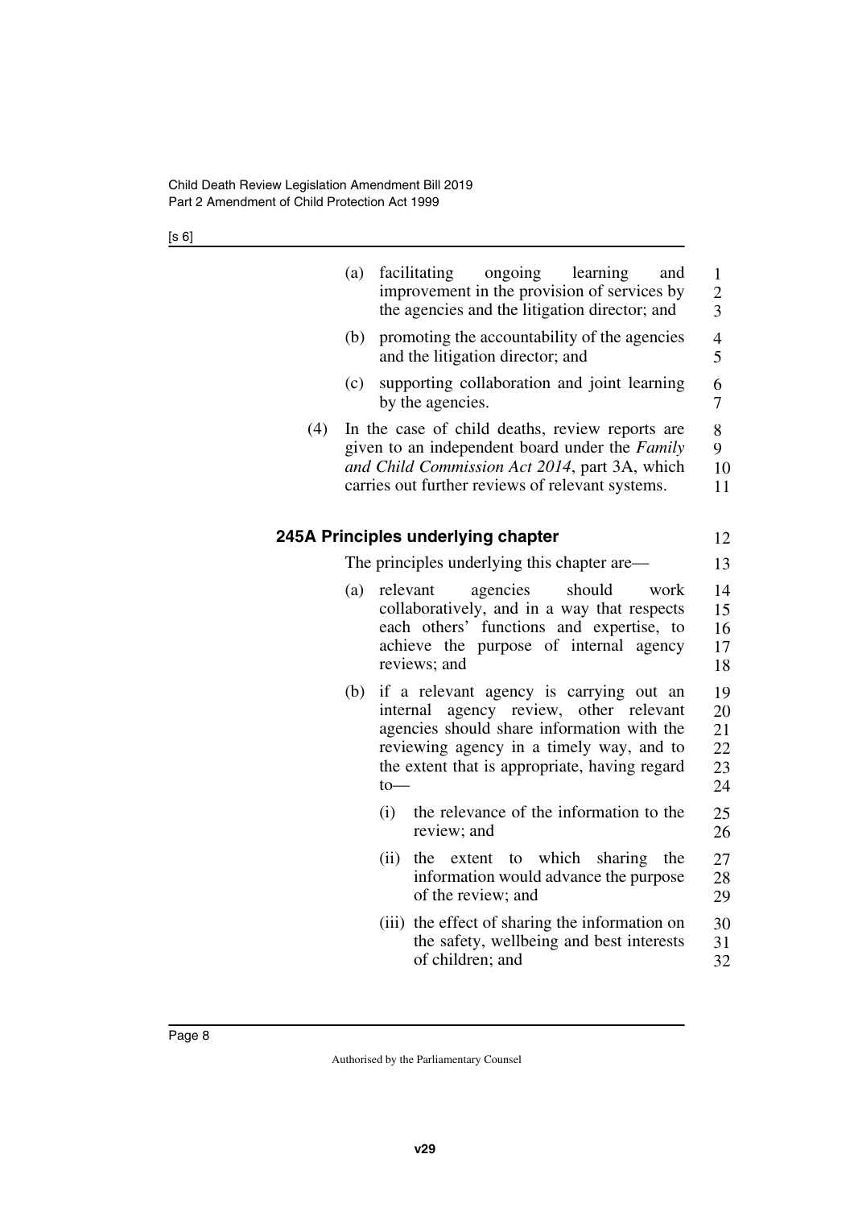(a) facilitating ongoing learning and improvement in the provision of services by the agencies and the litigation director; and

(b) promoting the accountability of the agencies and the litigation director; and

(c) supporting collaboration and joint learning by the agencies.

(4) In the case of child deaths, review reports are given to an independent board under the *Family and Child Commission Act 2014*, part 3A, which carries out further reviews of relevant systems.

### 245A Principles underlying chapter

The principles underlying this chapter are—

(a) relevant agencies should work collaboratively, and in a way that respects each others' functions and expertise, to achieve the purpose of internal agency reviews; and

(b) if a relevant agency is carrying out an internal agency review, other relevant agencies should share information with the reviewing agency in a timely way, and to the extent that is appropriate, having regard to—

(i) the relevance of the information to the review; and

(ii) the extent to which sharing the information would advance the purpose of the review; and

(iii) the effect of sharing the information on the safety, wellbeing and best interests of children; and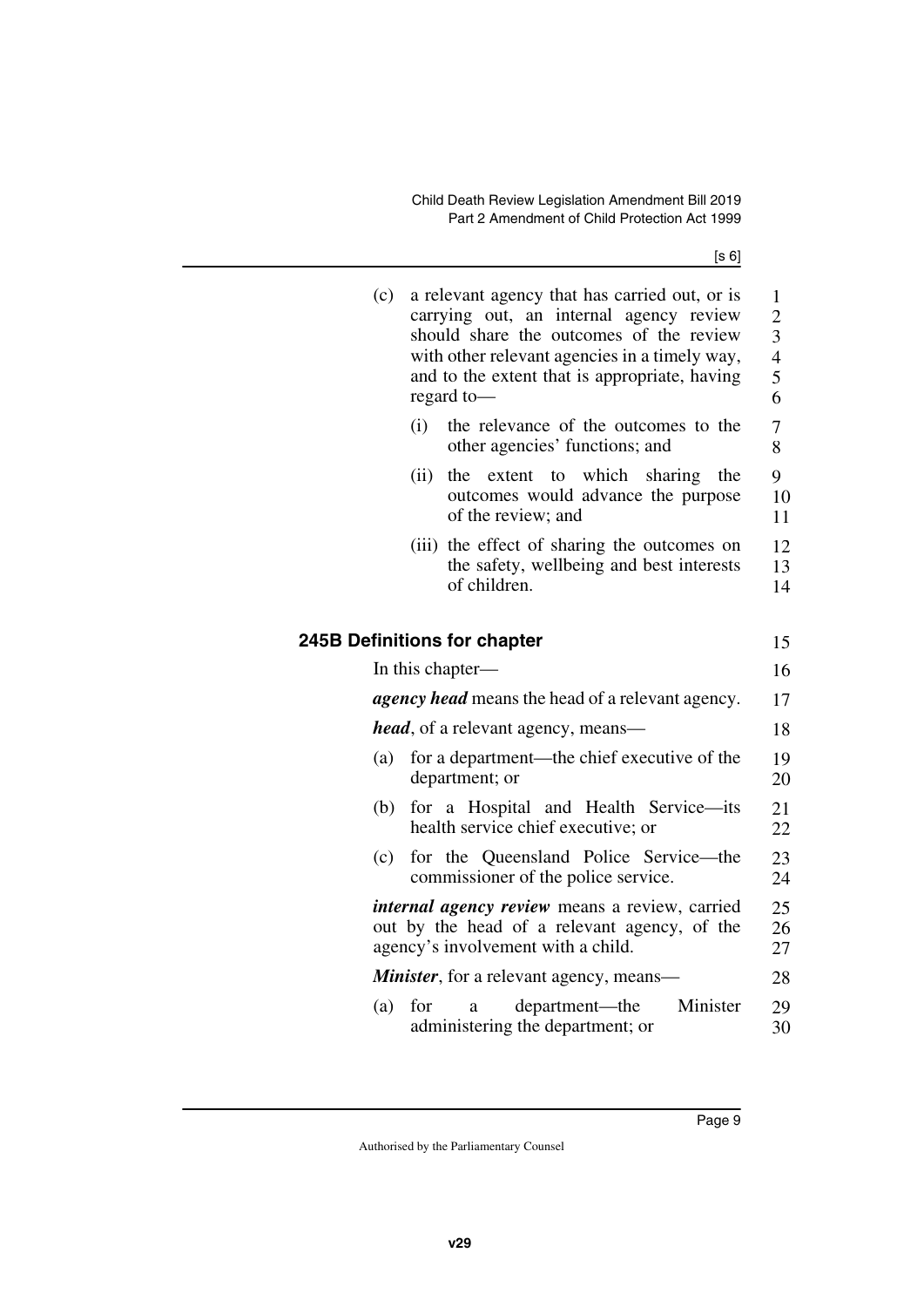(c) a relevant agency that has carried out, or is carrying out, an internal agency review should share the outcomes of the review with other relevant agencies in a timely way, and to the extent that is appropriate, having regard to—

(i) the relevance of the outcomes to the other agencies' functions; and

(ii) the extent to which sharing the outcomes would advance the purpose of the review; and

(iii) the effect of sharing the outcomes on the safety, wellbeing and best interests of children.

### 245B Definitions for chapter

In this chapter—

***agency head*** means the head of a relevant agency.

***head***, of a relevant agency, means—

(a) for a department—the chief executive of the department; or

(b) for a Hospital and Health Service—its health service chief executive; or

(c) for the Queensland Police Service—the commissioner of the police service.

***internal agency review*** means a review, carried out by the head of a relevant agency, of the agency's involvement with a child.

***Minister***, for a relevant agency, means—

(a) for a department—the Minister administering the department; or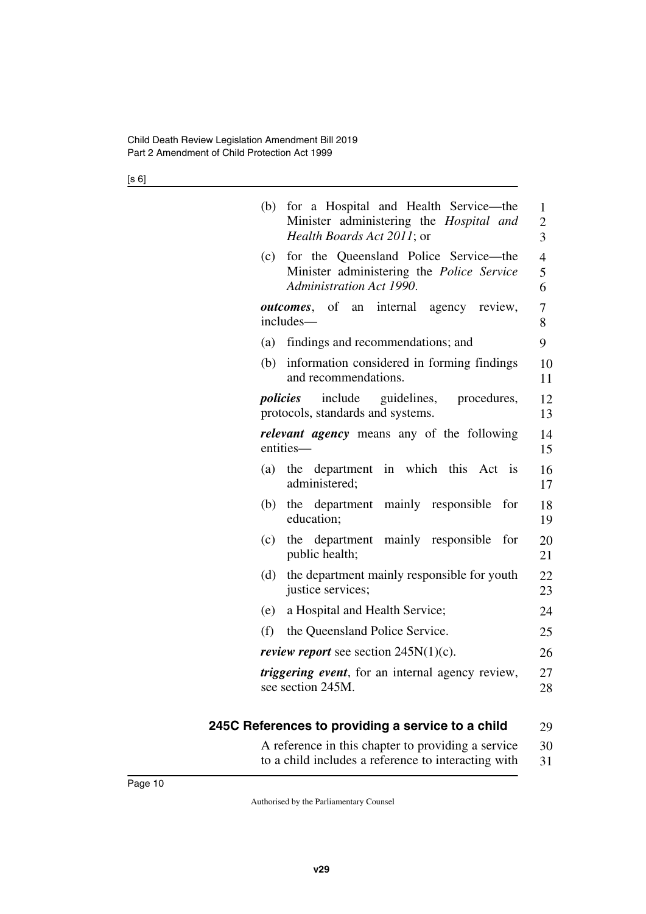(b) for a Hospital and Health Service—the Minister administering the *Hospital and Health Boards Act 2011*; or

(c) for the Queensland Police Service—the Minister administering the *Police Service Administration Act 1990*.

***outcomes***, of an internal agency review, includes—

(a) findings and recommendations; and

(b) information considered in forming findings and recommendations.

***policies*** include guidelines, procedures, protocols, standards and systems.

***relevant agency*** means any of the following entities—

(a) the department in which this Act is administered;

(b) the department mainly responsible for education;

(c) the department mainly responsible for public health;

(d) the department mainly responsible for youth justice services;

(e) a Hospital and Health Service;

(f) the Queensland Police Service.

***review report*** see section 245N(1)(c).

***triggering event***, for an internal agency review, see section 245M.

### 245C References to providing a service to a child

A reference in this chapter to providing a service to a child includes a reference to interacting with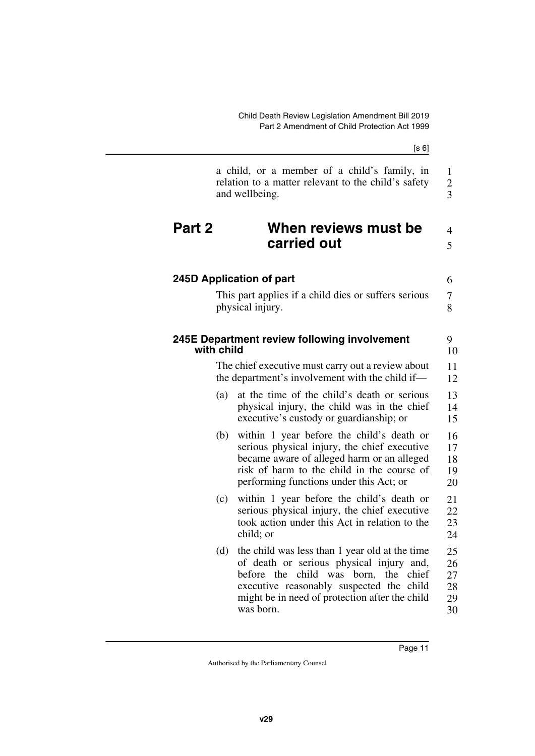a child, or a member of a child's family, in relation to a matter relevant to the child's safety and wellbeing.

## Part 2 When reviews must be carried out

### 245D Application of part

This part applies if a child dies or suffers serious physical injury.

### 245E Department review following involvement with child

The chief executive must carry out a review about the department's involvement with the child if—

(a) at the time of the child's death or serious physical injury, the child was in the chief executive's custody or guardianship; or

(b) within 1 year before the child's death or serious physical injury, the chief executive became aware of alleged harm or an alleged risk of harm to the child in the course of performing functions under this Act; or

(c) within 1 year before the child's death or serious physical injury, the chief executive took action under this Act in relation to the child; or

(d) the child was less than 1 year old at the time of death or serious physical injury and, before the child was born, the chief executive reasonably suspected the child might be in need of protection after the child was born.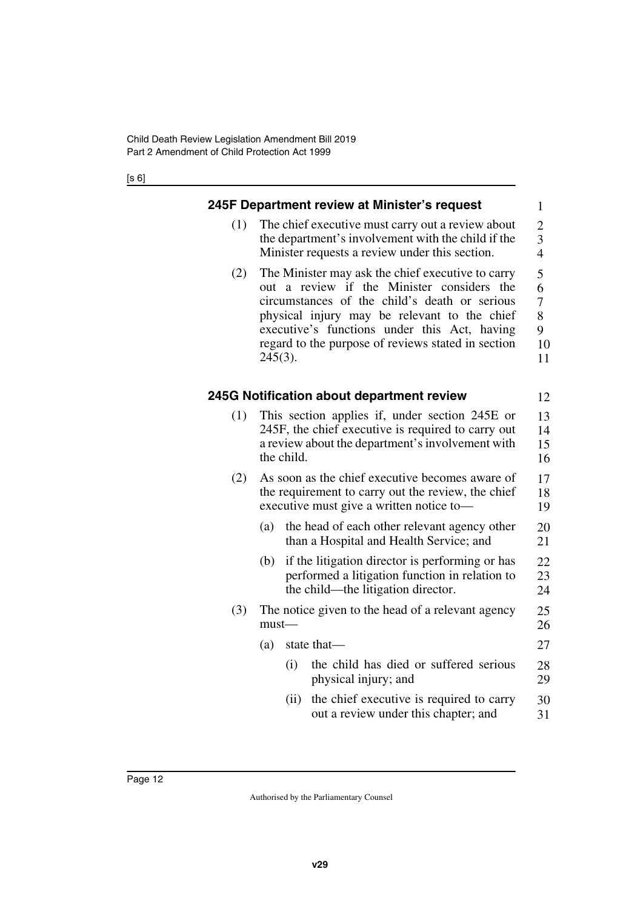## 245F Department review at Minister's request

(1) The chief executive must carry out a review about the department's involvement with the child if the Minister requests a review under this section.

(2) The Minister may ask the chief executive to carry out a review if the Minister considers the circumstances of the child's death or serious physical injury may be relevant to the chief executive's functions under this Act, having regard to the purpose of reviews stated in section 245(3).

## 245G Notification about department review

(1) This section applies if, under section 245E or 245F, the chief executive is required to carry out a review about the department's involvement with the child.

(2) As soon as the chief executive becomes aware of the requirement to carry out the review, the chief executive must give a written notice to—

(a) the head of each other relevant agency other than a Hospital and Health Service; and

(b) if the litigation director is performing or has performed a litigation function in relation to the child—the litigation director.

(3) The notice given to the head of a relevant agency must—

(a) state that—

(i) the child has died or suffered serious physical injury; and

(ii) the chief executive is required to carry out a review under this chapter; and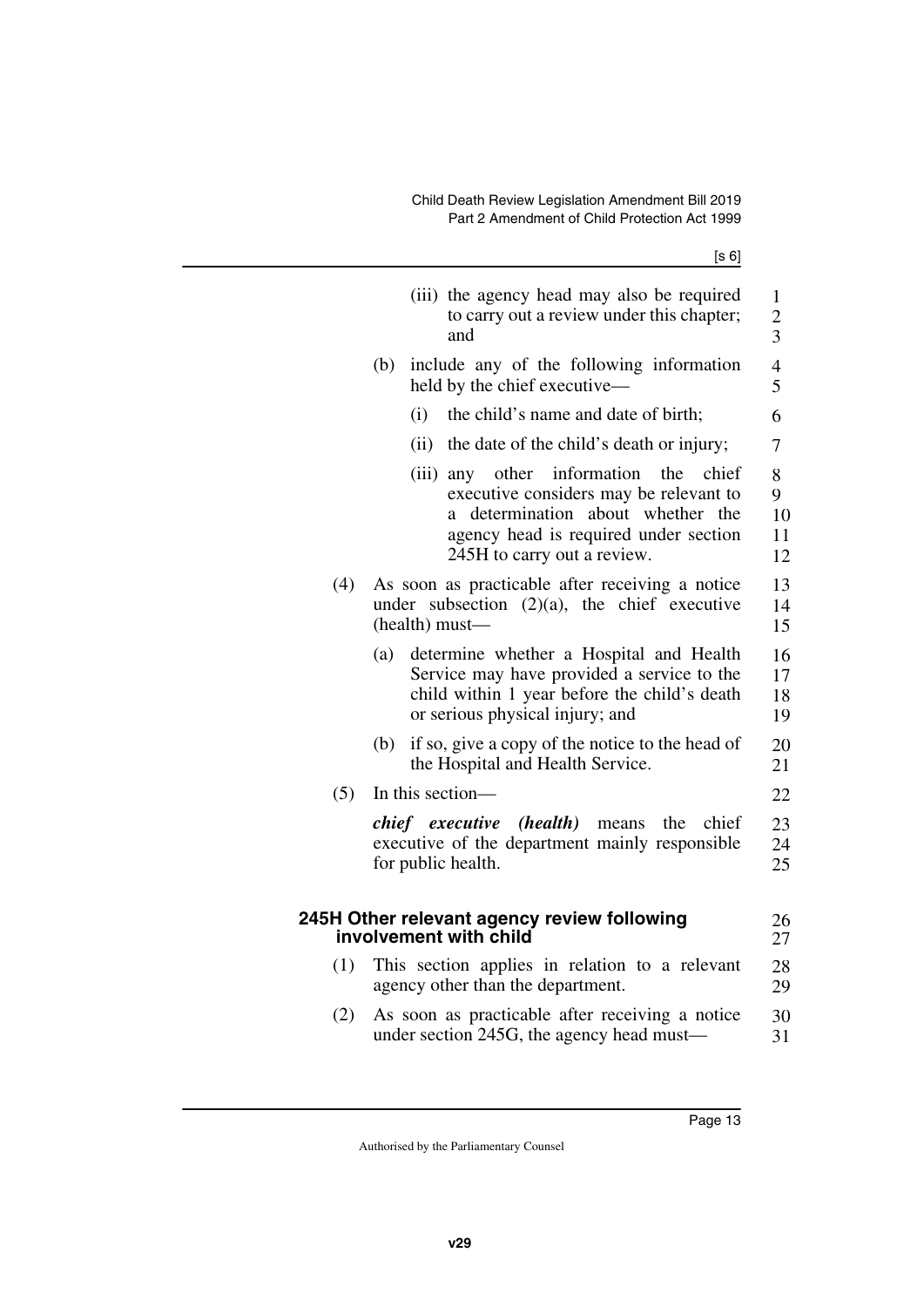(iii) the agency head may also be required to carry out a review under this chapter; and

(b) include any of the following information held by the chief executive—

(i) the child's name and date of birth;

(ii) the date of the child's death or injury;

(iii) any other information the chief executive considers may be relevant to a determination about whether the agency head is required under section 245H to carry out a review.

(4) As soon as practicable after receiving a notice under subsection (2)(a), the chief executive (health) must—

(a) determine whether a Hospital and Health Service may have provided a service to the child within 1 year before the child's death or serious physical injury; and

(b) if so, give a copy of the notice to the head of the Hospital and Health Service.

(5) In this section—

***chief executive (health)*** means the chief executive of the department mainly responsible for public health.

### 245H Other relevant agency review following involvement with child

(1) This section applies in relation to a relevant agency other than the department.

(2) As soon as practicable after receiving a notice under section 245G, the agency head must—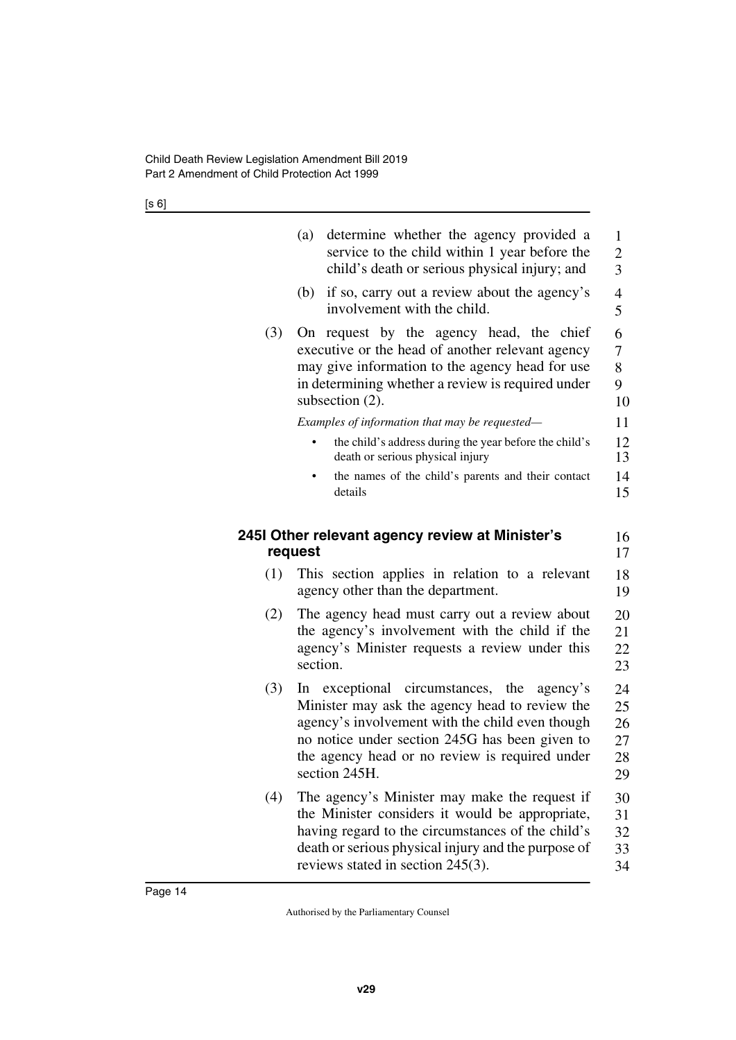(a) determine whether the agency provided a service to the child within 1 year before the child's death or serious physical injury; and

(b) if so, carry out a review about the agency's involvement with the child.

(3) On request by the agency head, the chief executive or the head of another relevant agency may give information to the agency head for use in determining whether a review is required under subsection (2).

*Examples of information that may be requested—*

- the child's address during the year before the child's death or serious physical injury
- the names of the child's parents and their contact details

### 245I Other relevant agency review at Minister's request

(1) This section applies in relation to a relevant agency other than the department.

(2) The agency head must carry out a review about the agency's involvement with the child if the agency's Minister requests a review under this section.

(3) In exceptional circumstances, the agency's Minister may ask the agency head to review the agency's involvement with the child even though no notice under section 245G has been given to the agency head or no review is required under section 245H.

(4) The agency's Minister may make the request if the Minister considers it would be appropriate, having regard to the circumstances of the child's death or serious physical injury and the purpose of reviews stated in section 245(3).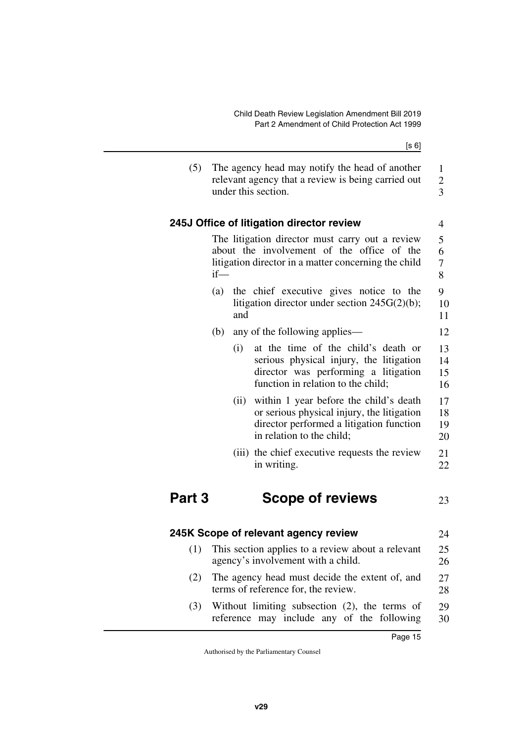(5) The agency head may notify the head of another relevant agency that a review is being carried out under this section.

### 245J Office of litigation director review

The litigation director must carry out a review about the involvement of the office of the litigation director in a matter concerning the child if—

(a) the chief executive gives notice to the litigation director under section 245G(2)(b); and

(b) any of the following applies—

(i) at the time of the child's death or serious physical injury, the litigation director was performing a litigation function in relation to the child;

(ii) within 1 year before the child's death or serious physical injury, the litigation director performed a litigation function in relation to the child;

(iii) the chief executive requests the review in writing.

## Part 3 Scope of reviews

### 245K Scope of relevant agency review

(1) This section applies to a review about a relevant agency's involvement with a child.

(2) The agency head must decide the extent of, and terms of reference for, the review.

(3) Without limiting subsection (2), the terms of reference may include any of the following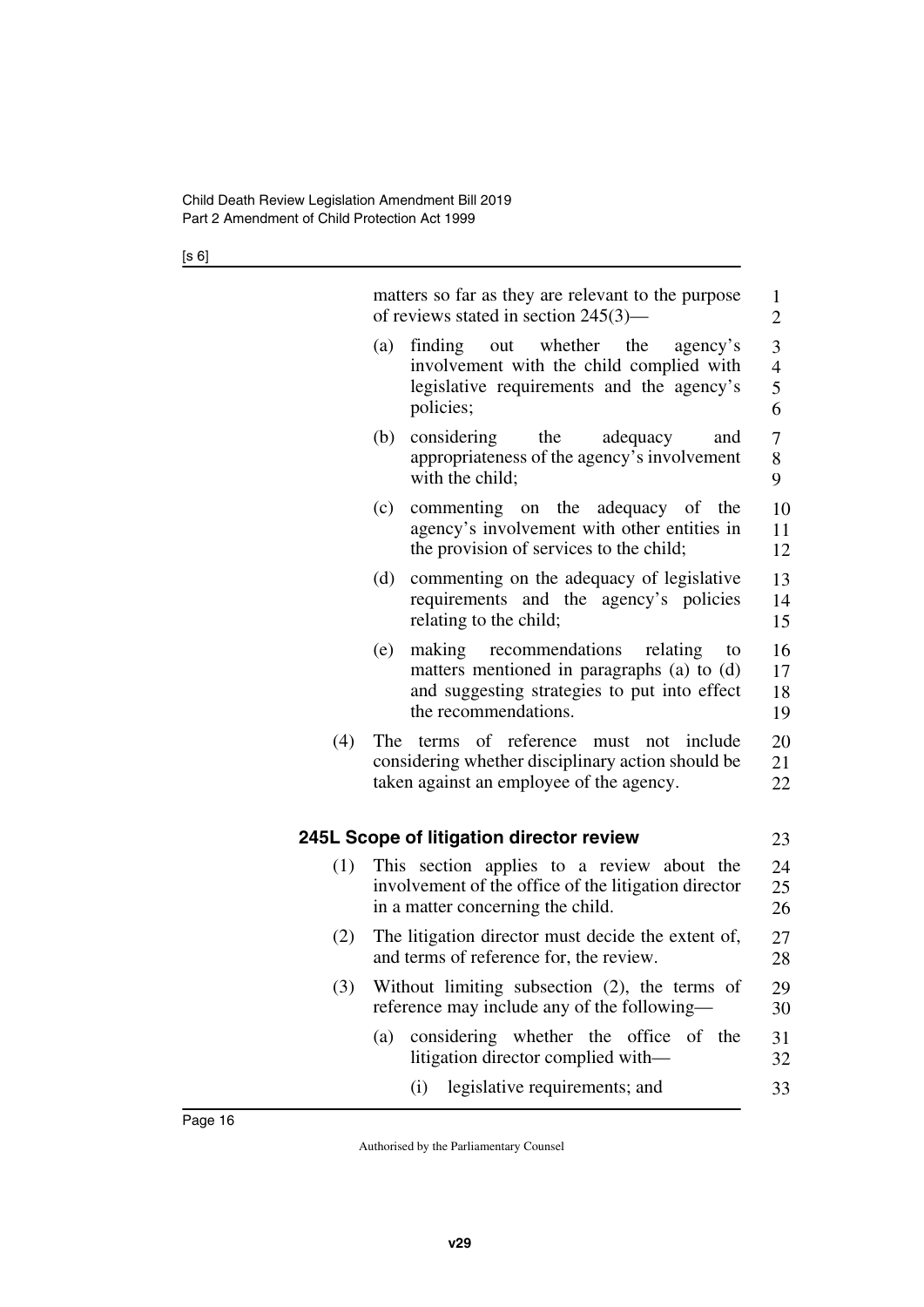matters so far as they are relevant to the purpose of reviews stated in section 245(3)—

(a) finding out whether the agency's involvement with the child complied with legislative requirements and the agency's policies;

(b) considering the adequacy and appropriateness of the agency's involvement with the child;

(c) commenting on the adequacy of the agency's involvement with other entities in the provision of services to the child;

(d) commenting on the adequacy of legislative requirements and the agency's policies relating to the child;

(e) making recommendations relating to matters mentioned in paragraphs (a) to (d) and suggesting strategies to put into effect the recommendations.

(4) The terms of reference must not include considering whether disciplinary action should be taken against an employee of the agency.

### 245L Scope of litigation director review

(1) This section applies to a review about the involvement of the office of the litigation director in a matter concerning the child.

(2) The litigation director must decide the extent of, and terms of reference for, the review.

(3) Without limiting subsection (2), the terms of reference may include any of the following—

(a) considering whether the office of the litigation director complied with—

(i) legislative requirements; and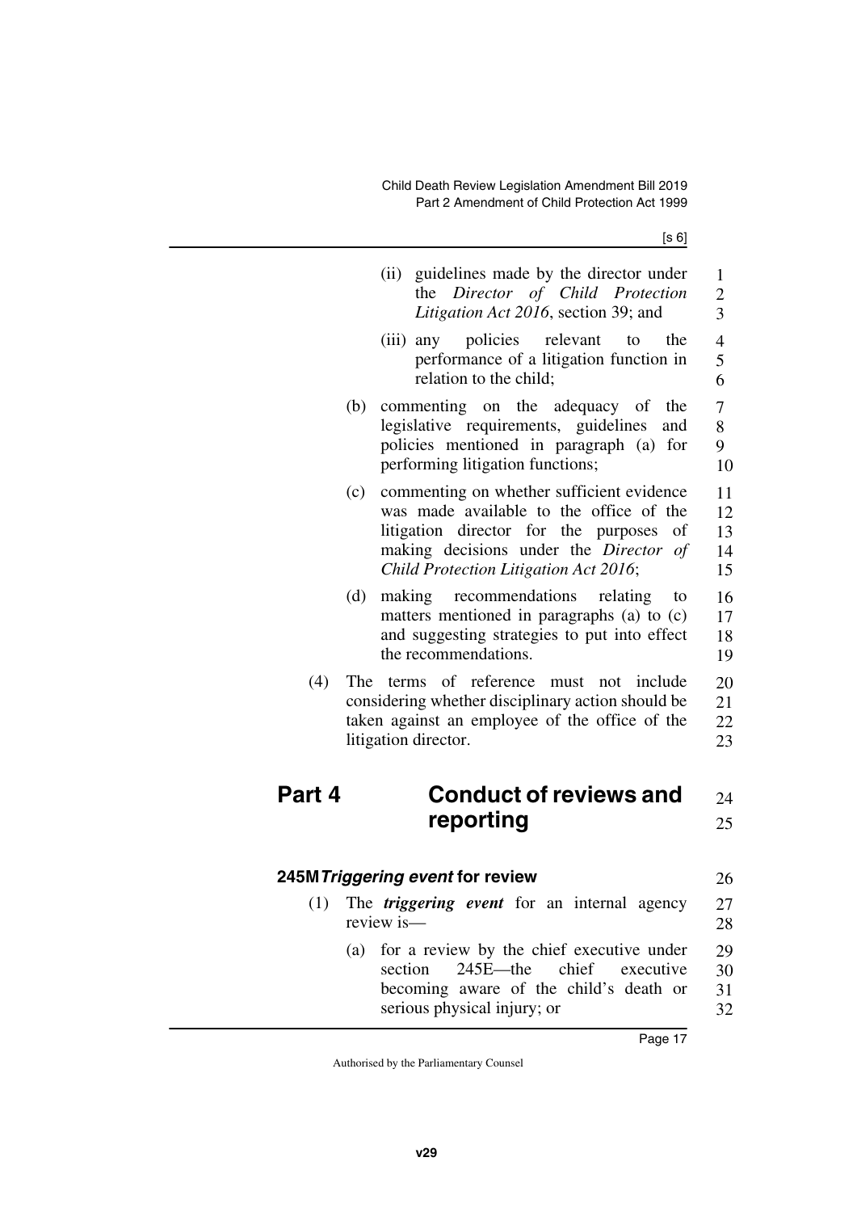(ii) guidelines made by the director under the *Director of Child Protection Litigation Act 2016*, section 39; and

(iii) any policies relevant to the performance of a litigation function in relation to the child;

(b) commenting on the adequacy of the legislative requirements, guidelines and policies mentioned in paragraph (a) for performing litigation functions;

(c) commenting on whether sufficient evidence was made available to the office of the litigation director for the purposes of making decisions under the *Director of Child Protection Litigation Act 2016*;

(d) making recommendations relating to matters mentioned in paragraphs (a) to (c) and suggesting strategies to put into effect the recommendations.

(4) The terms of reference must not include considering whether disciplinary action should be taken against an employee of the office of the litigation director.

# Part 4 Conduct of reviews and reporting

## 245M *Triggering event* for review

(1) The ***triggering event*** for an internal agency review is—

(a) for a review by the chief executive under section 245E—the chief executive becoming aware of the child's death or serious physical injury; or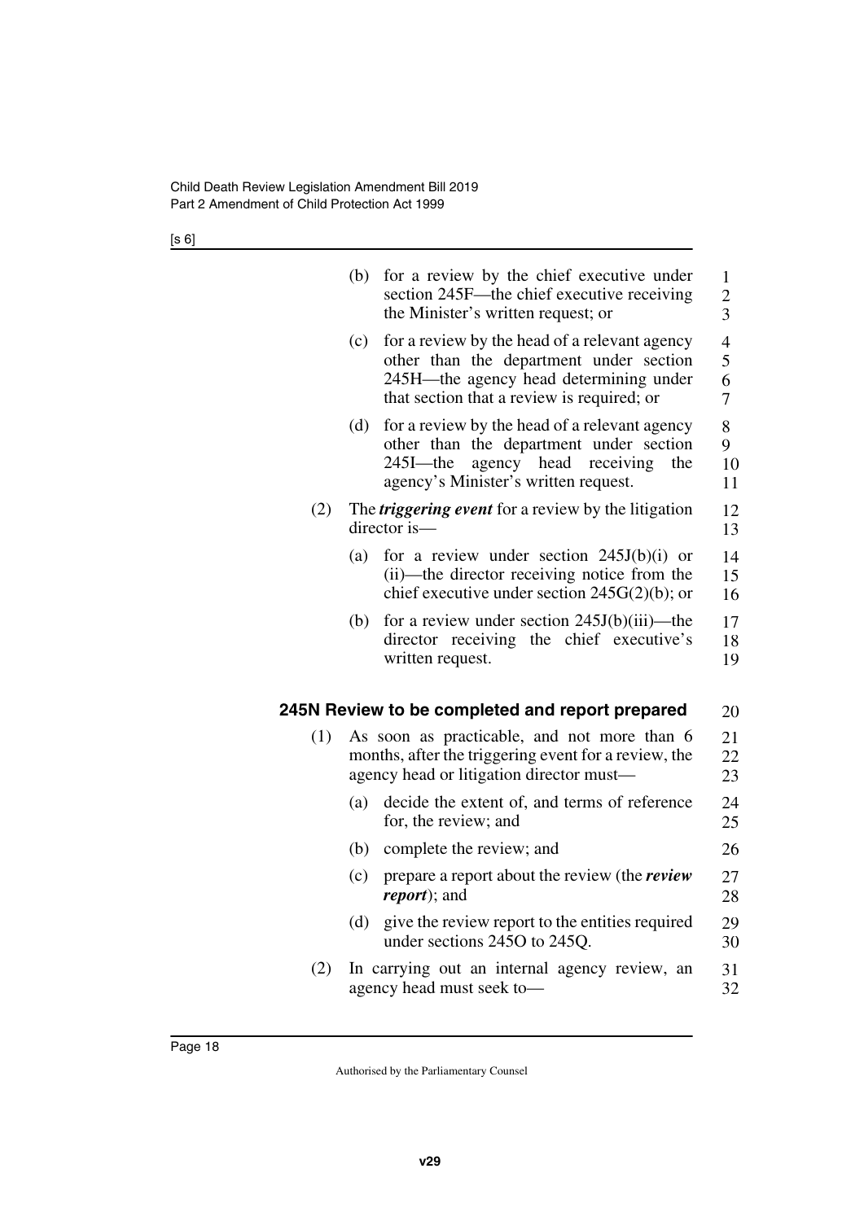(b) for a review by the chief executive under section 245F—the chief executive receiving the Minister's written request; or

(c) for a review by the head of a relevant agency other than the department under section 245H—the agency head determining under that section that a review is required; or

(d) for a review by the head of a relevant agency other than the department under section 245I—the agency head receiving the agency's Minister's written request.

(2) The ***triggering event*** for a review by the litigation director is—

(a) for a review under section 245J(b)(i) or (ii)—the director receiving notice from the chief executive under section 245G(2)(b); or

(b) for a review under section 245J(b)(iii)—the director receiving the chief executive's written request.

### 245N Review to be completed and report prepared

(1) As soon as practicable, and not more than 6 months, after the triggering event for a review, the agency head or litigation director must—

(a) decide the extent of, and terms of reference for, the review; and

(b) complete the review; and

(c) prepare a report about the review (the ***review report***); and

(d) give the review report to the entities required under sections 245O to 245Q.

(2) In carrying out an internal agency review, an agency head must seek to—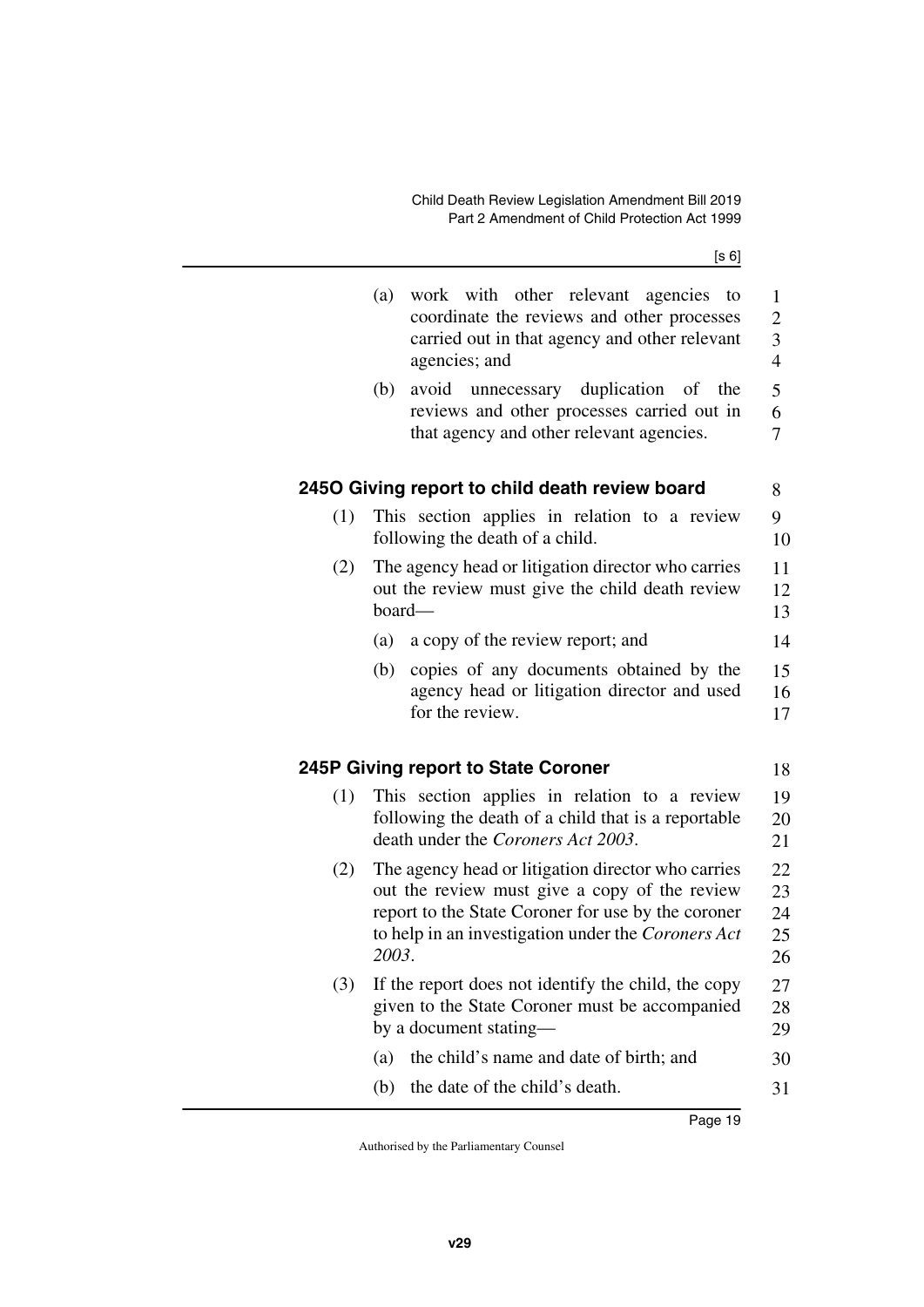(a) work with other relevant agencies to coordinate the reviews and other processes carried out in that agency and other relevant agencies; and

(b) avoid unnecessary duplication of the reviews and other processes carried out in that agency and other relevant agencies.

### 245O Giving report to child death review board

(1) This section applies in relation to a review following the death of a child.

(2) The agency head or litigation director who carries out the review must give the child death review board—

(a) a copy of the review report; and

(b) copies of any documents obtained by the agency head or litigation director and used for the review.

### 245P Giving report to State Coroner

(1) This section applies in relation to a review following the death of a child that is a reportable death under the *Coroners Act 2003*.

(2) The agency head or litigation director who carries out the review must give a copy of the review report to the State Coroner for use by the coroner to help in an investigation under the *Coroners Act 2003*.

(3) If the report does not identify the child, the copy given to the State Coroner must be accompanied by a document stating—

(a) the child's name and date of birth; and

(b) the date of the child's death.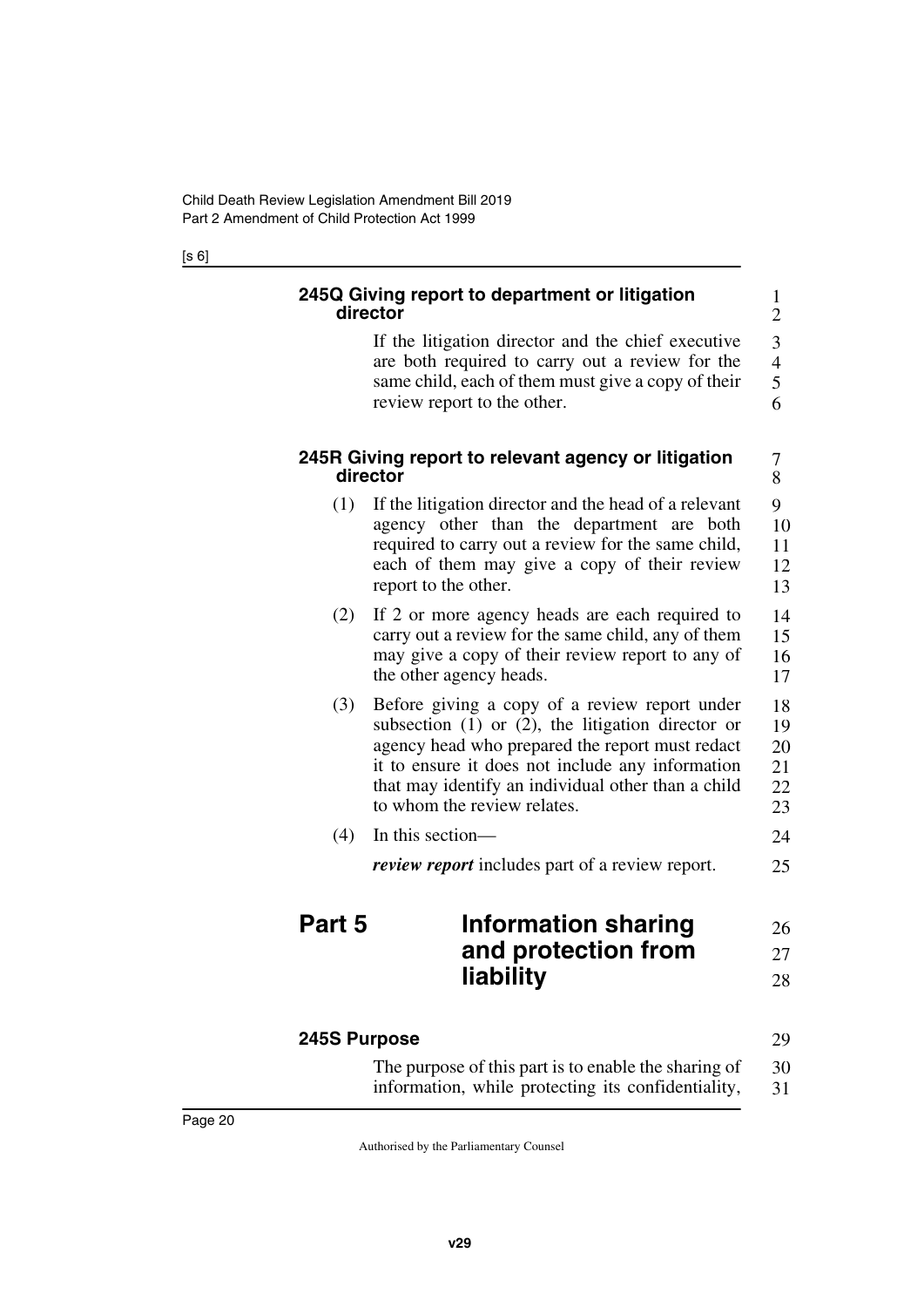**245Q Giving report to department or litigation director**

If the litigation director and the chief executive are both required to carry out a review for the same child, each of them must give a copy of their review report to the other.

**245R Giving report to relevant agency or litigation director**

(1) If the litigation director and the head of a relevant agency other than the department are both required to carry out a review for the same child, each of them may give a copy of their review report to the other.

(2) If 2 or more agency heads are each required to carry out a review for the same child, any of them may give a copy of their review report to any of the other agency heads.

(3) Before giving a copy of a review report under subsection (1) or (2), the litigation director or agency head who prepared the report must redact it to ensure it does not include any information that may identify an individual other than a child to whom the review relates.

(4) In this section—

***review report*** includes part of a review report.

# Part 5 Information sharing and protection from liability

**245S Purpose**

The purpose of this part is to enable the sharing of information, while protecting its confidentiality,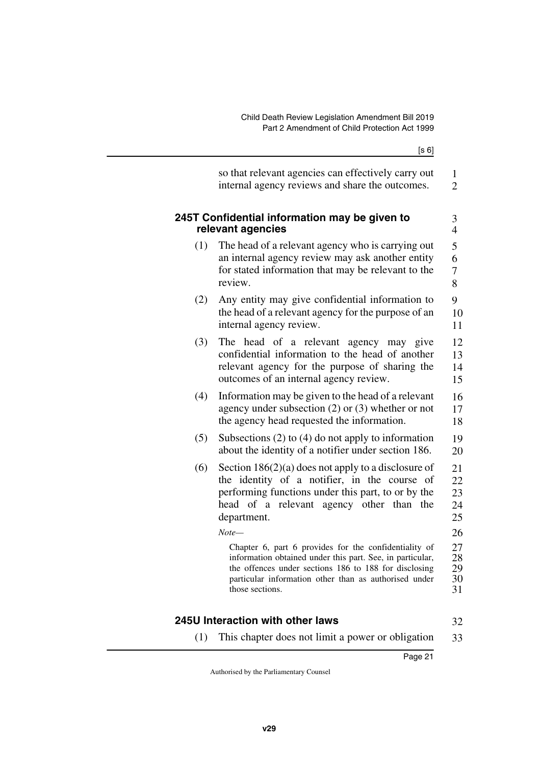so that relevant agencies can effectively carry out internal agency reviews and share the outcomes.

### 245T Confidential information may be given to relevant agencies

(1) The head of a relevant agency who is carrying out an internal agency review may ask another entity for stated information that may be relevant to the review.

(2) Any entity may give confidential information to the head of a relevant agency for the purpose of an internal agency review.

(3) The head of a relevant agency may give confidential information to the head of another relevant agency for the purpose of sharing the outcomes of an internal agency review.

(4) Information may be given to the head of a relevant agency under subsection (2) or (3) whether or not the agency head requested the information.

(5) Subsections (2) to (4) do not apply to information about the identity of a notifier under section 186.

(6) Section 186(2)(a) does not apply to a disclosure of the identity of a notifier, in the course of performing functions under this part, to or by the head of a relevant agency other than the department.

*Note—*

Chapter 6, part 6 provides for the confidentiality of information obtained under this part. See, in particular, the offences under sections 186 to 188 for disclosing particular information other than as authorised under those sections.

### 245U Interaction with other laws

(1) This chapter does not limit a power or obligation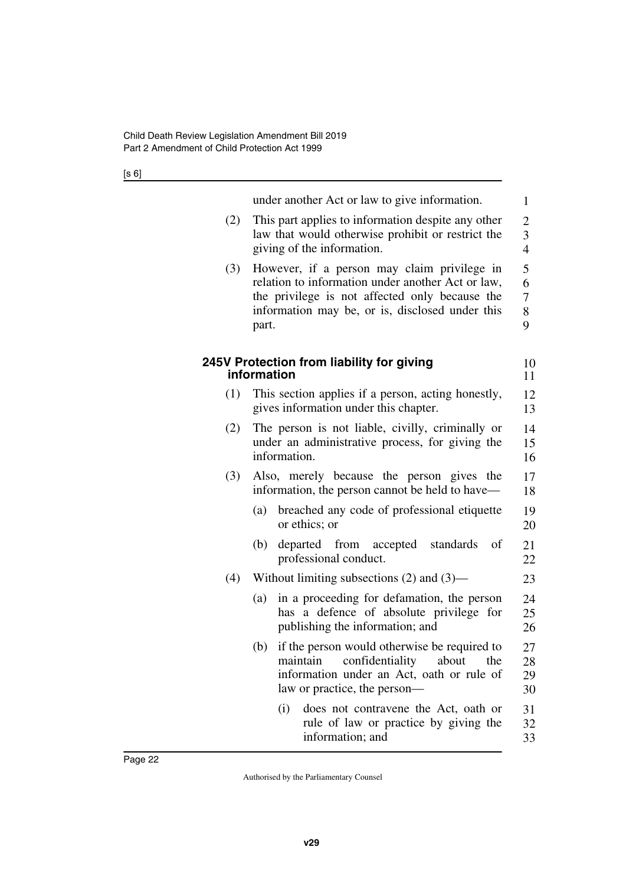under another Act or law to give information.

(2) This part applies to information despite any other law that would otherwise prohibit or restrict the giving of the information.

(3) However, if a person may claim privilege in relation to information under another Act or law, the privilege is not affected only because the information may be, or is, disclosed under this part.

### 245V Protection from liability for giving information

(1) This section applies if a person, acting honestly, gives information under this chapter.

(2) The person is not liable, civilly, criminally or under an administrative process, for giving the information.

(3) Also, merely because the person gives the information, the person cannot be held to have—

(a) breached any code of professional etiquette or ethics; or

(b) departed from accepted standards of professional conduct.

(4) Without limiting subsections (2) and (3)—

(a) in a proceeding for defamation, the person has a defence of absolute privilege for publishing the information; and

(b) if the person would otherwise be required to maintain confidentiality about the information under an Act, oath or rule of law or practice, the person—

(i) does not contravene the Act, oath or rule of law or practice by giving the information; and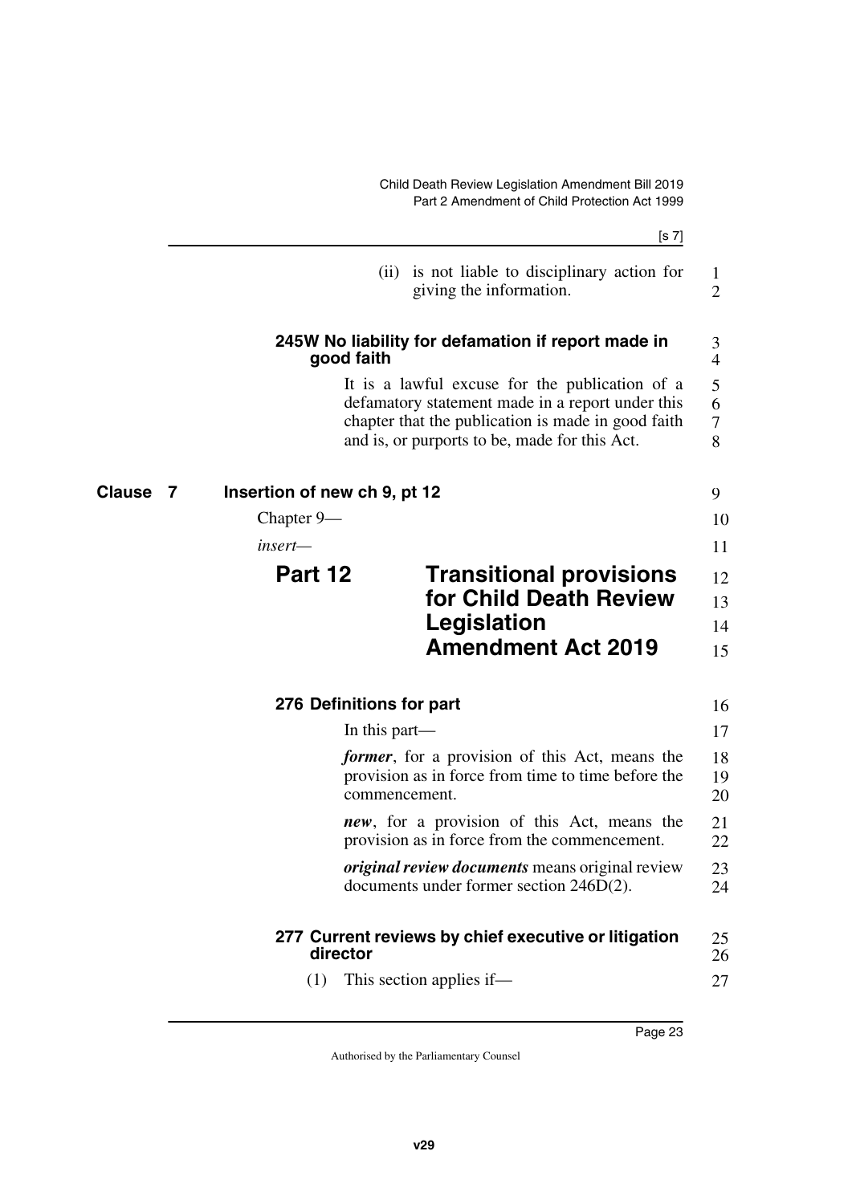(ii) is not liable to disciplinary action for giving the information.

**245W No liability for defamation if report made in good faith**

It is a lawful excuse for the publication of a defamatory statement made in a report under this chapter that the publication is made in good faith and is, or purports to be, made for this Act.

## Clause 7 Insertion of new ch 9, pt 12

Chapter 9—

*insert*—

# Part 12 Transitional provisions for Child Death Review Legislation Amendment Act 2019

**276 Definitions for part**

In this part—

***former***, for a provision of this Act, means the provision as in force from time to time before the commencement.

***new***, for a provision of this Act, means the provision as in force from the commencement.

***original review documents*** means original review documents under former section 246D(2).

**277 Current reviews by chief executive or litigation director**

(1) This section applies if—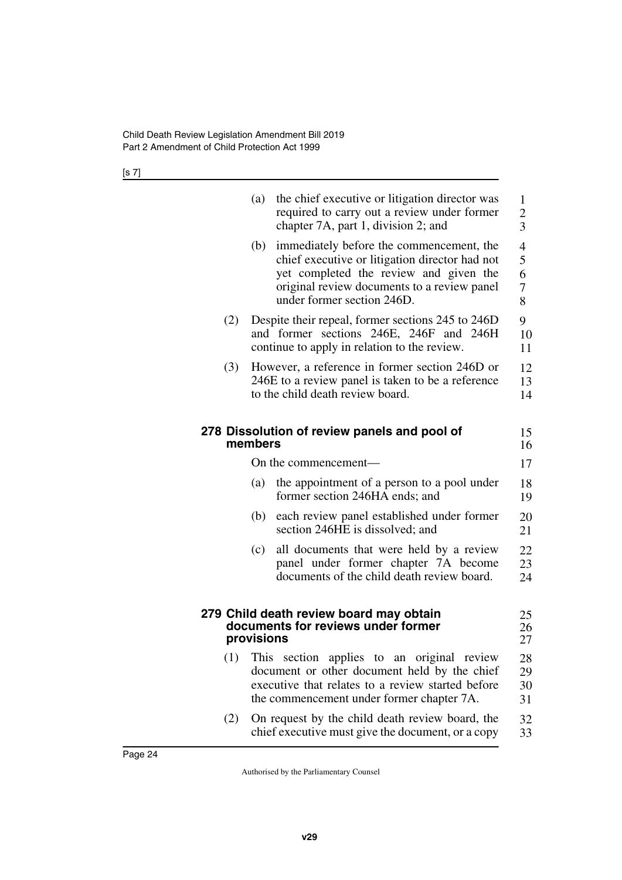(a) the chief executive or litigation director was required to carry out a review under former chapter 7A, part 1, division 2; and

(b) immediately before the commencement, the chief executive or litigation director had not yet completed the review and given the original review documents to a review panel under former section 246D.

(2) Despite their repeal, former sections 245 to 246D and former sections 246E, 246F and 246H continue to apply in relation to the review.

(3) However, a reference in former section 246D or 246E to a review panel is taken to be a reference to the child death review board.

### 278 Dissolution of review panels and pool of members

On the commencement—

(a) the appointment of a person to a pool under former section 246HA ends; and

(b) each review panel established under former section 246HE is dissolved; and

(c) all documents that were held by a review panel under former chapter 7A become documents of the child death review board.

### 279 Child death review board may obtain documents for reviews under former provisions

(1) This section applies to an original review document or other document held by the chief executive that relates to a review started before the commencement under former chapter 7A.

(2) On request by the child death review board, the chief executive must give the document, or a copy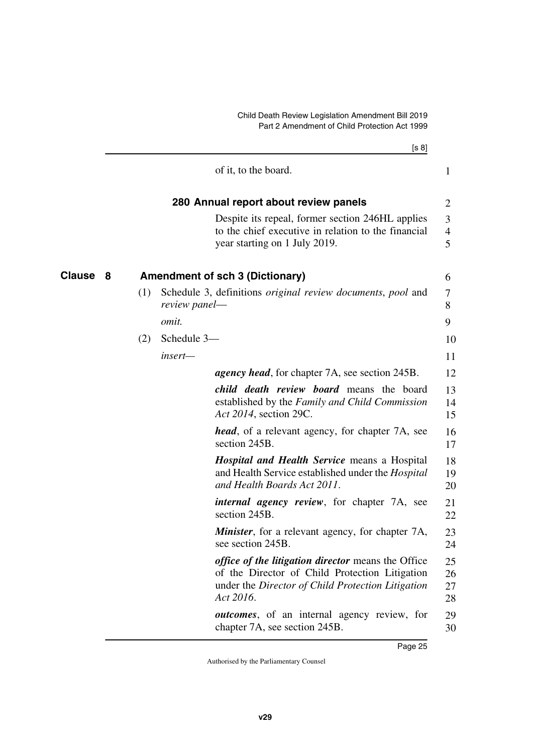of it, to the board.

### 280 Annual report about review panels

Despite its repeal, former section 246HL applies to the chief executive in relation to the financial year starting on 1 July 2019.

## Clause 8 Amendment of sch 3 (Dictionary)

(1) Schedule 3, definitions *original review documents*, *pool* and *review panel*—

*omit.*

(2) Schedule 3—

*insert*—

***agency head***, for chapter 7A, see section 245B.

***child death review board*** means the board established by the *Family and Child Commission Act 2014*, section 29C.

***head***, of a relevant agency, for chapter 7A, see section 245B.

***Hospital and Health Service*** means a Hospital and Health Service established under the *Hospital and Health Boards Act 2011*.

***internal agency review***, for chapter 7A, see section 245B.

***Minister***, for a relevant agency, for chapter 7A, see section 245B.

***office of the litigation director*** means the Office of the Director of Child Protection Litigation under the *Director of Child Protection Litigation Act 2016*.

***outcomes***, of an internal agency review, for chapter 7A, see section 245B.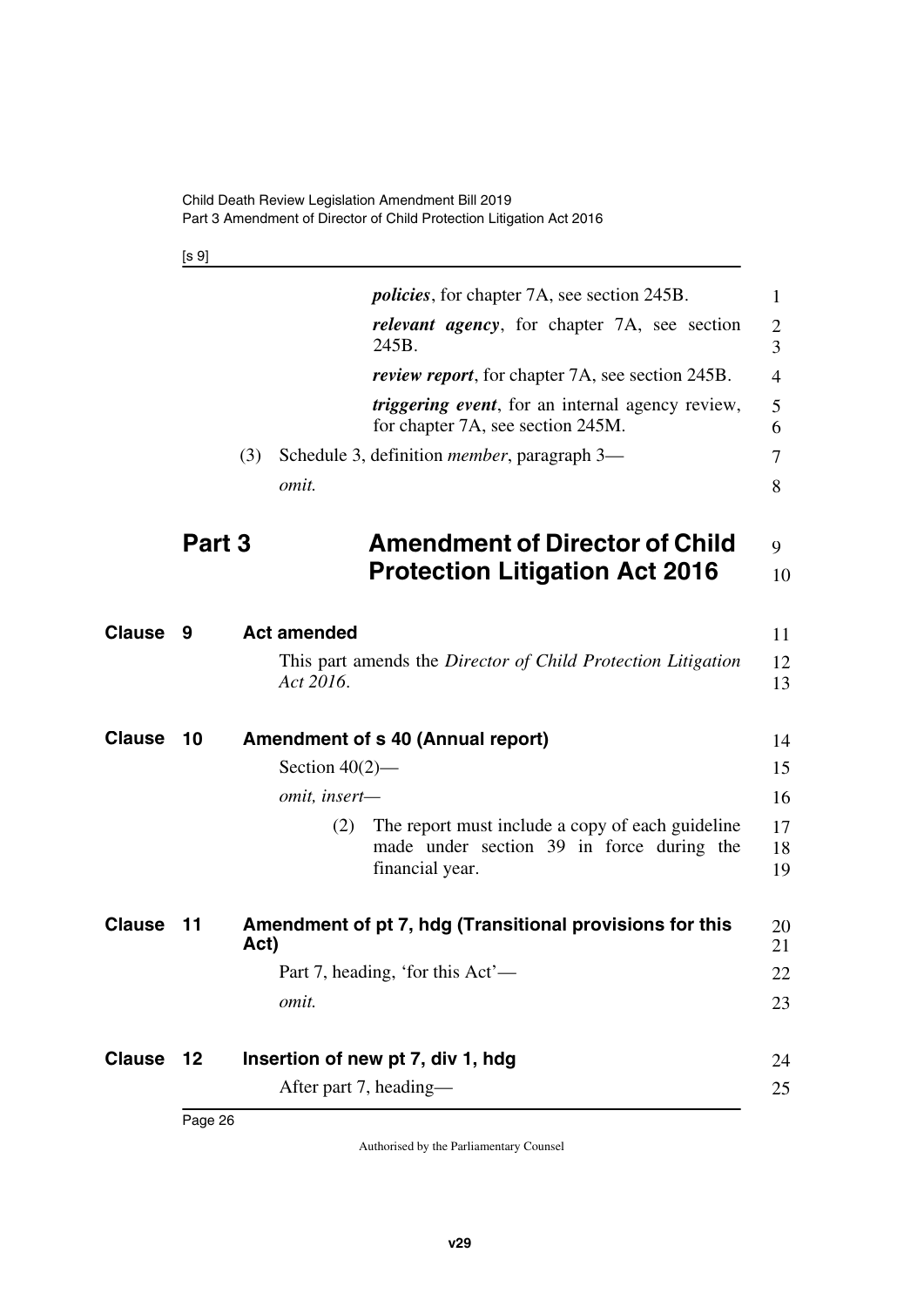***policies***, for chapter 7A, see section 245B.

***relevant agency***, for chapter 7A, see section 245B.

***review report***, for chapter 7A, see section 245B.

***triggering event***, for an internal agency review, for chapter 7A, see section 245M.

(3) Schedule 3, definition *member*, paragraph 3—

*omit.*

# Part 3 Amendment of Director of Child Protection Litigation Act 2016

## Clause 9 Act amended

This part amends the *Director of Child Protection Litigation Act 2016*.

## Clause 10 Amendment of s 40 (Annual report)

Section 40(2)—

*omit, insert—*

(2) The report must include a copy of each guideline made under section 39 in force during the financial year.

## Clause 11 Amendment of pt 7, hdg (Transitional provisions for this Act)

Part 7, heading, 'for this Act'—

*omit.*

## Clause 12 Insertion of new pt 7, div 1, hdg

After part 7, heading—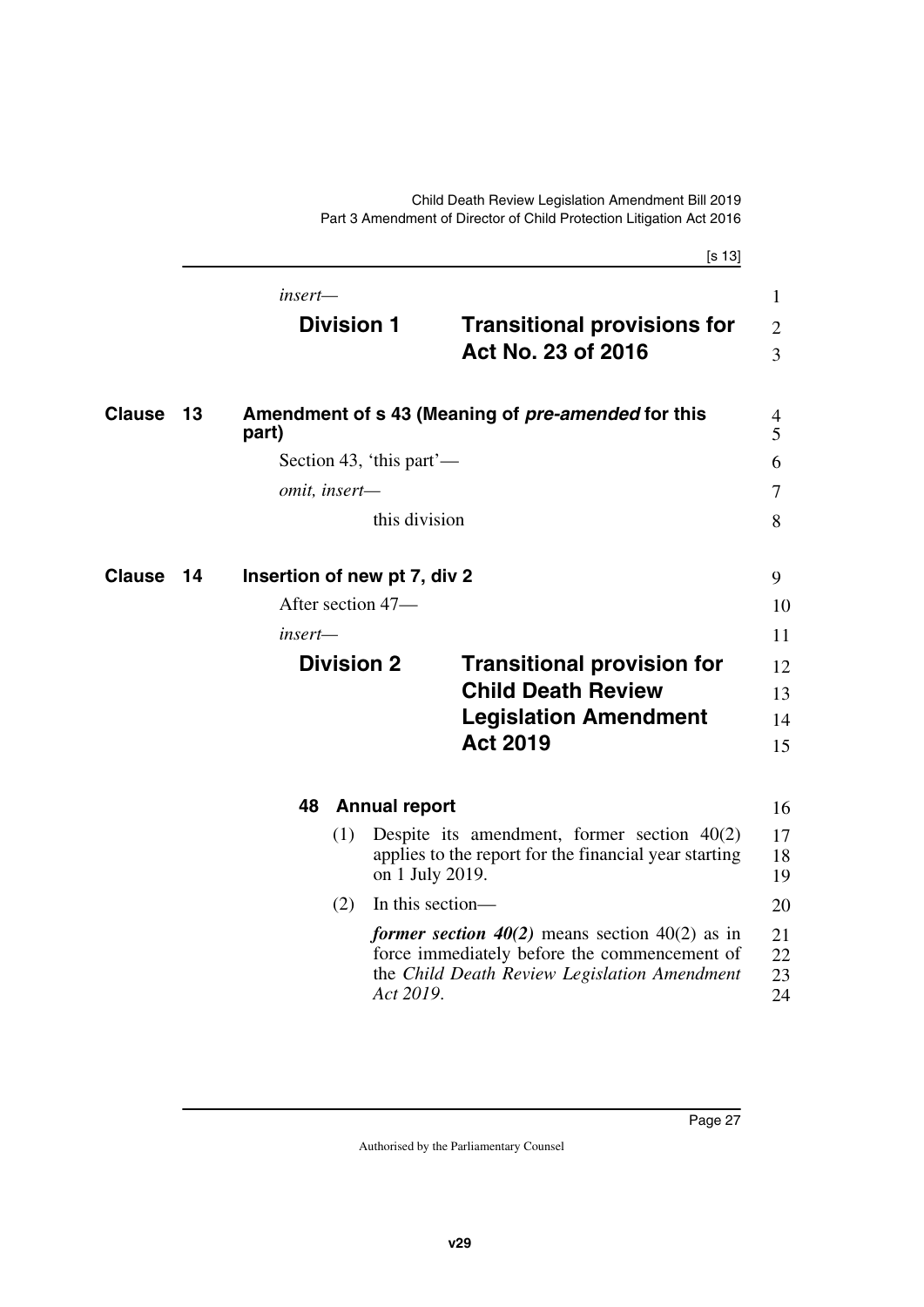*insert—*

**Division 1 Transitional provisions for Act No. 23 of 2016**

## Clause 13 Amendment of s 43 (Meaning of ***pre-amended*** for this part)

Section 43, 'this part'—

*omit, insert—*

this division

## Clause 14 Insertion of new pt 7, div 2

After section 47—

*insert—*

**Division 2 Transitional provision for Child Death Review Legislation Amendment Act 2019**

### 48 Annual report

(1) Despite its amendment, former section 40(2) applies to the report for the financial year starting on 1 July 2019.

(2) In this section—

***former section 40(2)*** means section 40(2) as in force immediately before the commencement of the *Child Death Review Legislation Amendment Act 2019*.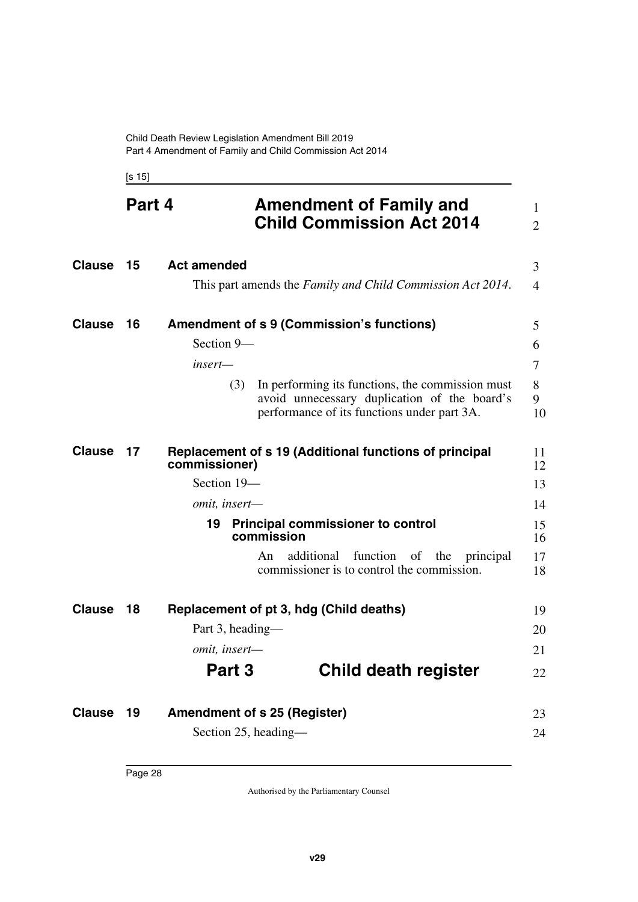# Part 4 Amendment of Family and Child Commission Act 2014

## Clause 15 Act amended

This part amends the *Family and Child Commission Act 2014*.

## Clause 16 Amendment of s 9 (Commission's functions)

Section 9—

*insert*—

(3) In performing its functions, the commission must avoid unnecessary duplication of the board's performance of its functions under part 3A.

## Clause 17 Replacement of s 19 (Additional functions of principal commissioner)

Section 19—

*omit, insert*—

**19 Principal commissioner to control commission**

An additional function of the principal commissioner is to control the commission.

## Clause 18 Replacement of pt 3, hdg (Child deaths)

Part 3, heading—

*omit, insert*—

**Part 3 Child death register**

## Clause 19 Amendment of s 25 (Register)

Section 25, heading—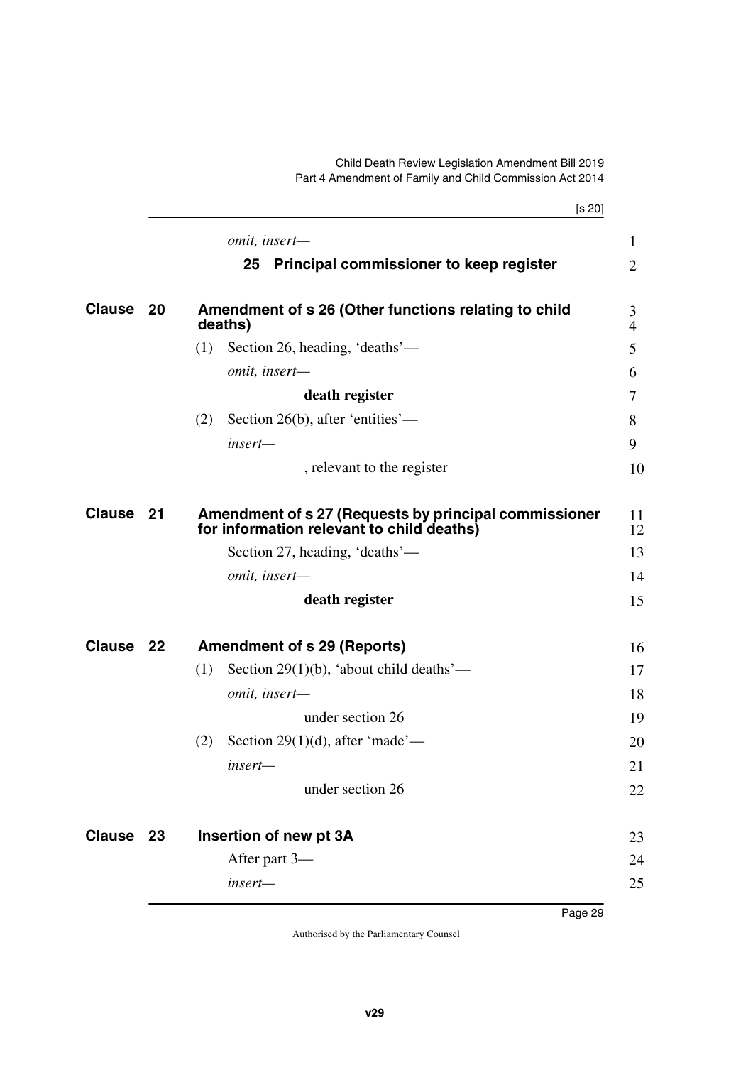*omit, insert—*

**25 Principal commissioner to keep register**

## Clause 20 Amendment of s 26 (Other functions relating to child deaths)

(1) Section 26, heading, 'deaths'—

*omit, insert—*

**death register**

(2) Section 26(b), after 'entities'—

*insert—*

, relevant to the register

## Clause 21 Amendment of s 27 (Requests by principal commissioner for information relevant to child deaths)

Section 27, heading, 'deaths'—

*omit, insert—*

**death register**

## Clause 22 Amendment of s 29 (Reports)

(1) Section 29(1)(b), 'about child deaths'—

*omit, insert—*

under section 26

(2) Section 29(1)(d), after 'made'—

*insert—*

under section 26

## Clause 23 Insertion of new pt 3A

After part 3—

*insert—*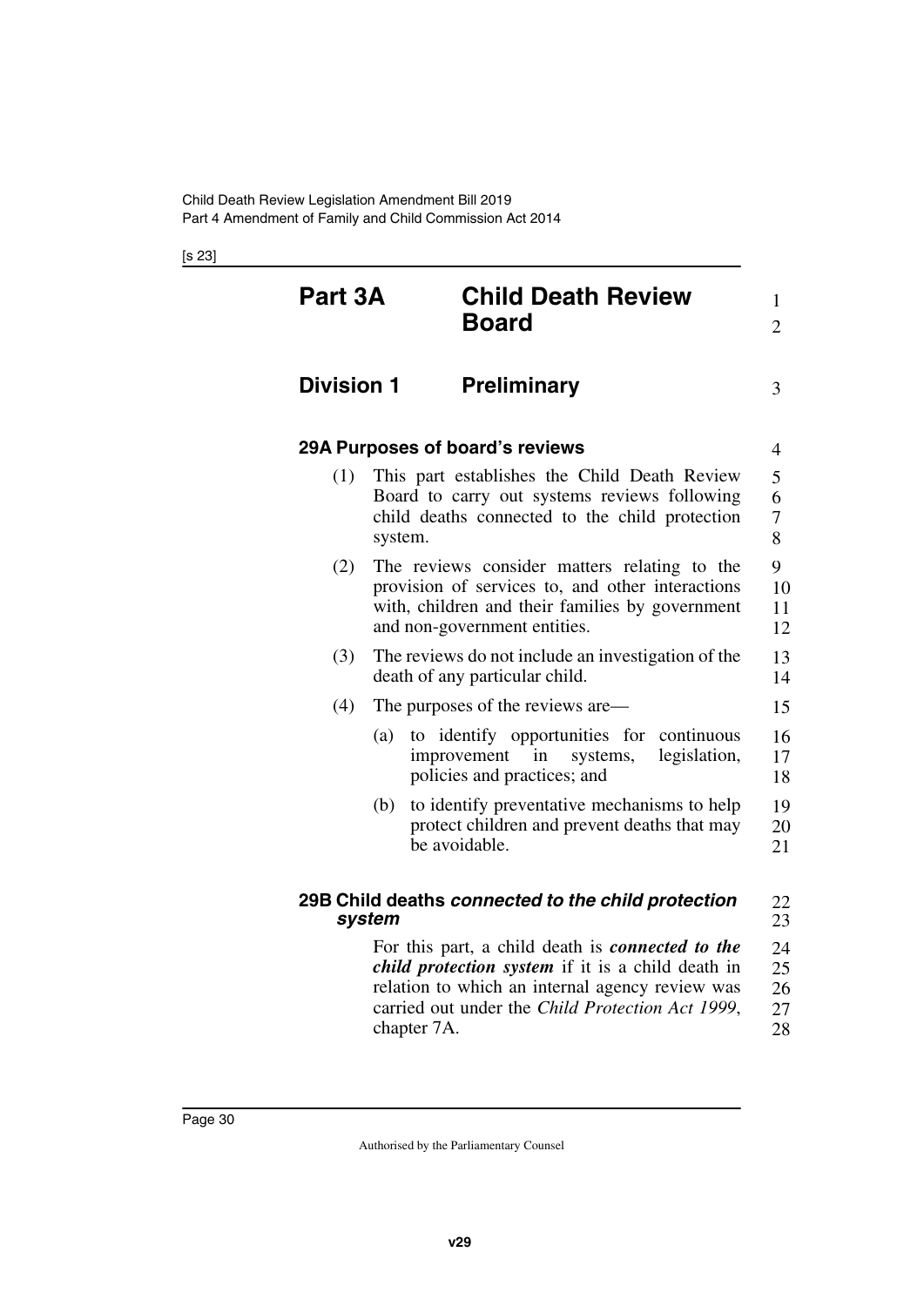# Part 3A Child Death Review Board

## Division 1 Preliminary

### 29A Purposes of board's reviews

(1) This part establishes the Child Death Review Board to carry out systems reviews following child deaths connected to the child protection system.

(2) The reviews consider matters relating to the provision of services to, and other interactions with, children and their families by government and non-government entities.

(3) The reviews do not include an investigation of the death of any particular child.

(4) The purposes of the reviews are—

(a) to identify opportunities for continuous improvement in systems, legislation, policies and practices; and

(b) to identify preventative mechanisms to help protect children and prevent deaths that may be avoidable.

### 29B Child deaths *connected to the child protection system*

For this part, a child death is ***connected to the child protection system*** if it is a child death in relation to which an internal agency review was carried out under the *Child Protection Act 1999*, chapter 7A.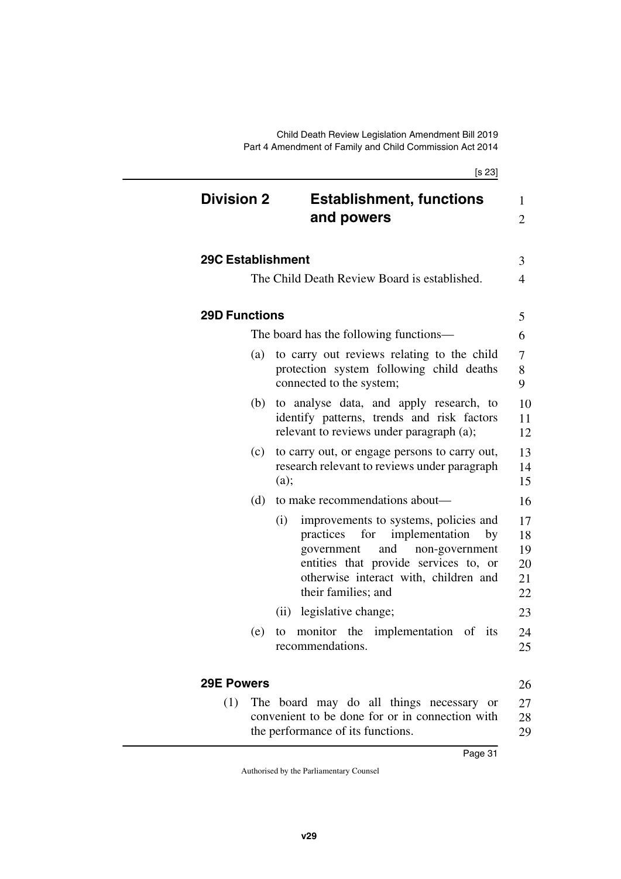## Division 2 Establishment, functions and powers

### 29C Establishment

The Child Death Review Board is established.

### 29D Functions

The board has the following functions—

(a) to carry out reviews relating to the child protection system following child deaths connected to the system;

(b) to analyse data, and apply research, to identify patterns, trends and risk factors relevant to reviews under paragraph (a);

(c) to carry out, or engage persons to carry out, research relevant to reviews under paragraph (a);

(d) to make recommendations about—

(i) improvements to systems, policies and practices for implementation by government and non-government entities that provide services to, or otherwise interact with, children and their families; and

(ii) legislative change;

(e) to monitor the implementation of its recommendations.

### 29E Powers

(1) The board may do all things necessary or convenient to be done for or in connection with the performance of its functions.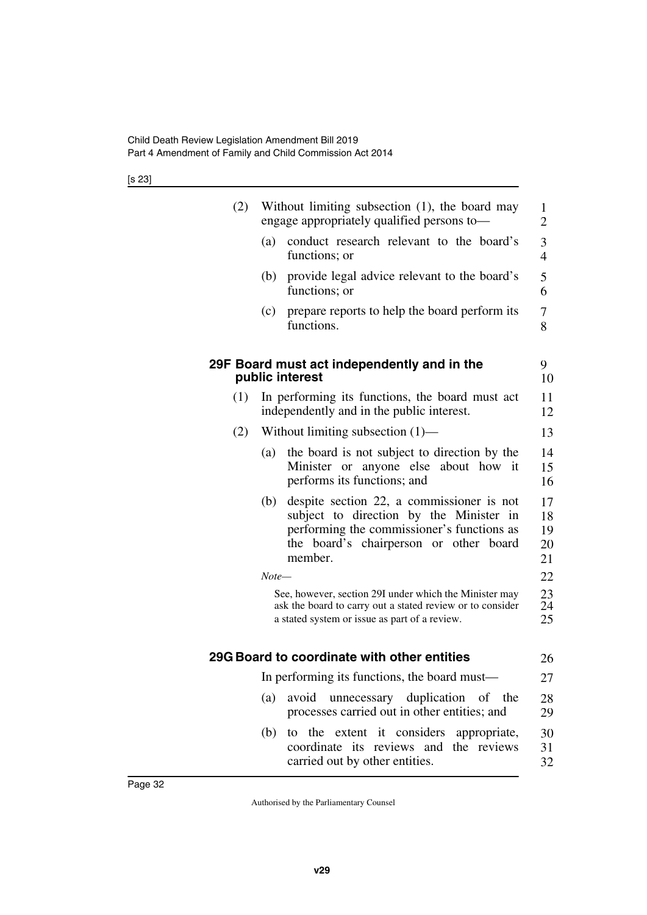(2) Without limiting subsection (1), the board may engage appropriately qualified persons to—

(a) conduct research relevant to the board's functions; or

(b) provide legal advice relevant to the board's functions; or

(c) prepare reports to help the board perform its functions.

### 29F Board must act independently and in the public interest

(1) In performing its functions, the board must act independently and in the public interest.

(2) Without limiting subsection (1)—

(a) the board is not subject to direction by the Minister or anyone else about how it performs its functions; and

(b) despite section 22, a commissioner is not subject to direction by the Minister in performing the commissioner's functions as the board's chairperson or other board member.

*Note—*

See, however, section 29I under which the Minister may ask the board to carry out a stated review or to consider a stated system or issue as part of a review.

### 29G Board to coordinate with other entities

In performing its functions, the board must—

(a) avoid unnecessary duplication of the processes carried out in other entities; and

(b) to the extent it considers appropriate, coordinate its reviews and the reviews carried out by other entities.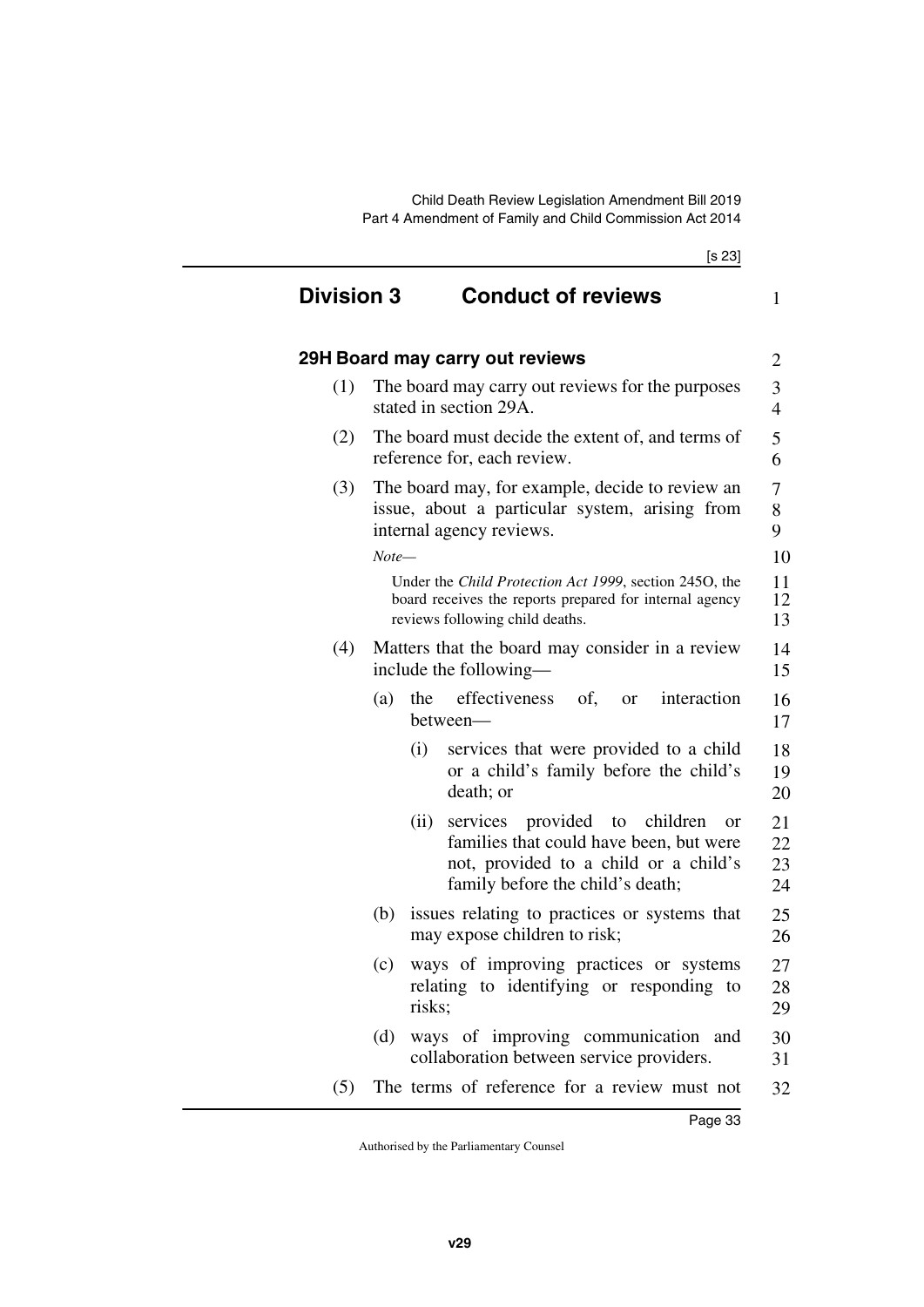## Division 3 Conduct of reviews

### 29H Board may carry out reviews

(1) The board may carry out reviews for the purposes stated in section 29A.

(2) The board must decide the extent of, and terms of reference for, each review.

(3) The board may, for example, decide to review an issue, about a particular system, arising from internal agency reviews.

*Note—*

Under the *Child Protection Act 1999*, section 245O, the board receives the reports prepared for internal agency reviews following child deaths.

(4) Matters that the board may consider in a review include the following—

(a) the effectiveness of, or interaction between—

(i) services that were provided to a child or a child's family before the child's death; or

(ii) services provided to children or families that could have been, but were not, provided to a child or a child's family before the child's death;

(b) issues relating to practices or systems that may expose children to risk;

(c) ways of improving practices or systems relating to identifying or responding to risks;

(d) ways of improving communication and collaboration between service providers.

(5) The terms of reference for a review must not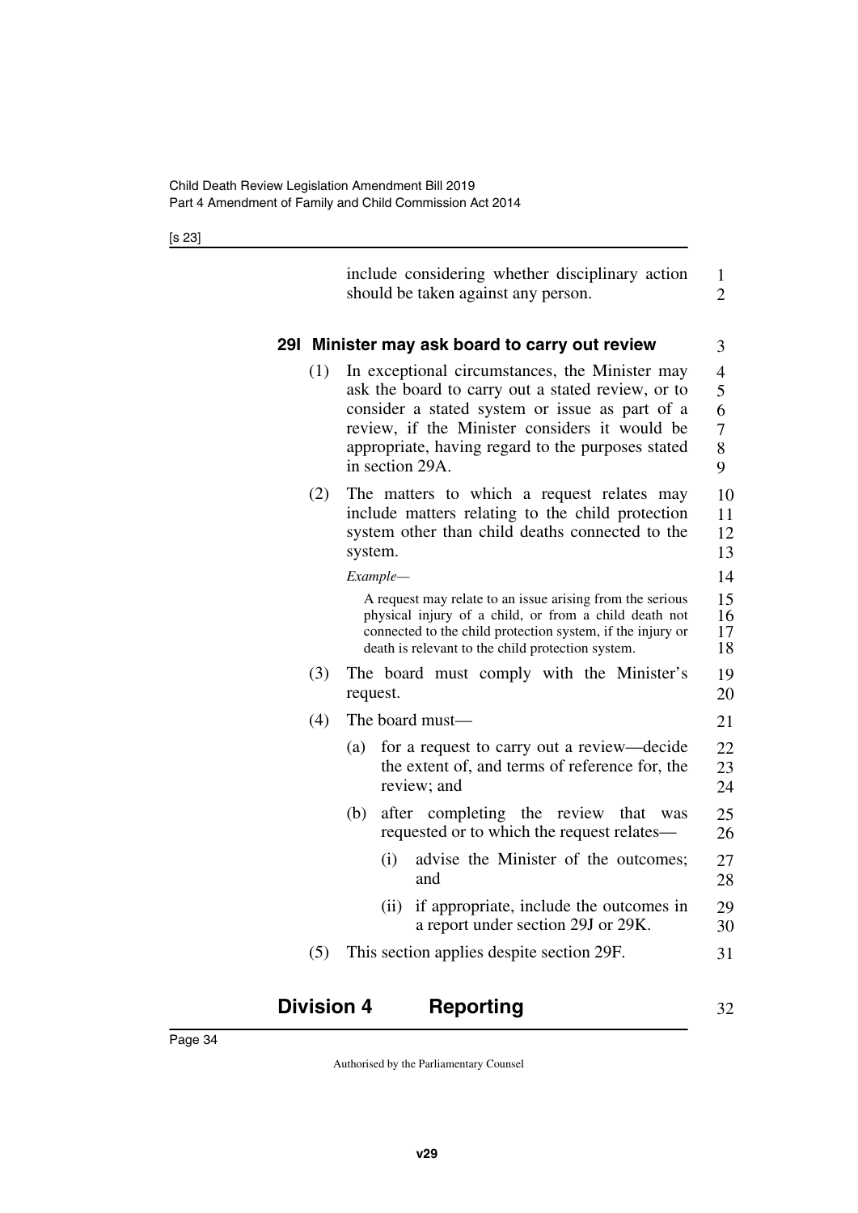include considering whether disciplinary action should be taken against any person.

### 29I Minister may ask board to carry out review

(1) In exceptional circumstances, the Minister may ask the board to carry out a stated review, or to consider a stated system or issue as part of a review, if the Minister considers it would be appropriate, having regard to the purposes stated in section 29A.

(2) The matters to which a request relates may include matters relating to the child protection system other than child deaths connected to the system.

*Example—*

A request may relate to an issue arising from the serious physical injury of a child, or from a child death not connected to the child protection system, if the injury or death is relevant to the child protection system.

(3) The board must comply with the Minister's request.

(4) The board must—

(a) for a request to carry out a review—decide the extent of, and terms of reference for, the review; and

(b) after completing the review that was requested or to which the request relates—

(i) advise the Minister of the outcomes; and

(ii) if appropriate, include the outcomes in a report under section 29J or 29K.

(5) This section applies despite section 29F.

## Division 4 Reporting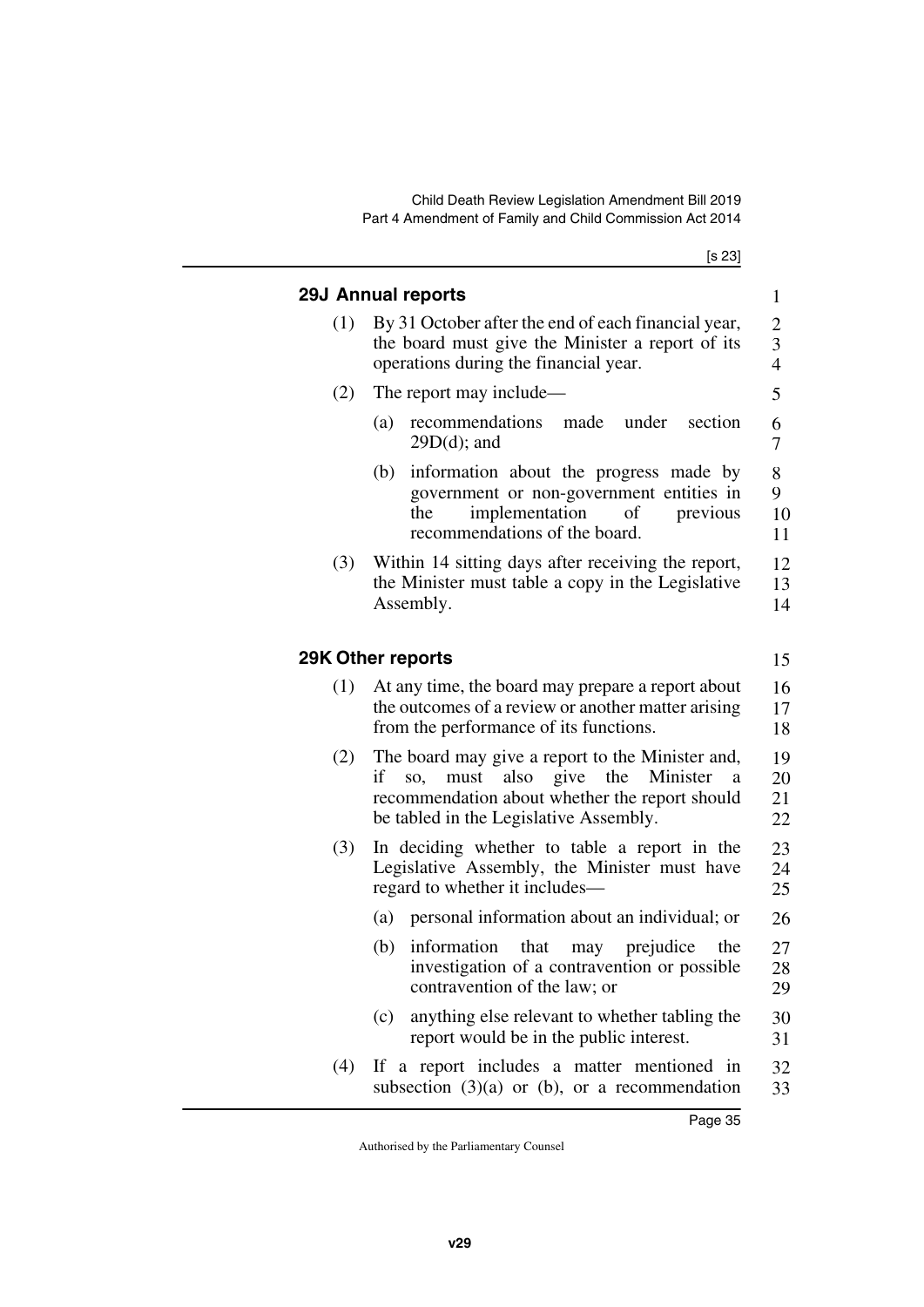## 29J Annual reports

(1) By 31 October after the end of each financial year, the board must give the Minister a report of its operations during the financial year.

(2) The report may include—

(a) recommendations made under section 29D(d); and

(b) information about the progress made by government or non-government entities in the implementation of previous recommendations of the board.

(3) Within 14 sitting days after receiving the report, the Minister must table a copy in the Legislative Assembly.

## 29K Other reports

(1) At any time, the board may prepare a report about the outcomes of a review or another matter arising from the performance of its functions.

(2) The board may give a report to the Minister and, if so, must also give the Minister a recommendation about whether the report should be tabled in the Legislative Assembly.

(3) In deciding whether to table a report in the Legislative Assembly, the Minister must have regard to whether it includes—

(a) personal information about an individual; or

(b) information that may prejudice the investigation of a contravention or possible contravention of the law; or

(c) anything else relevant to whether tabling the report would be in the public interest.

(4) If a report includes a matter mentioned in subsection (3)(a) or (b), or a recommendation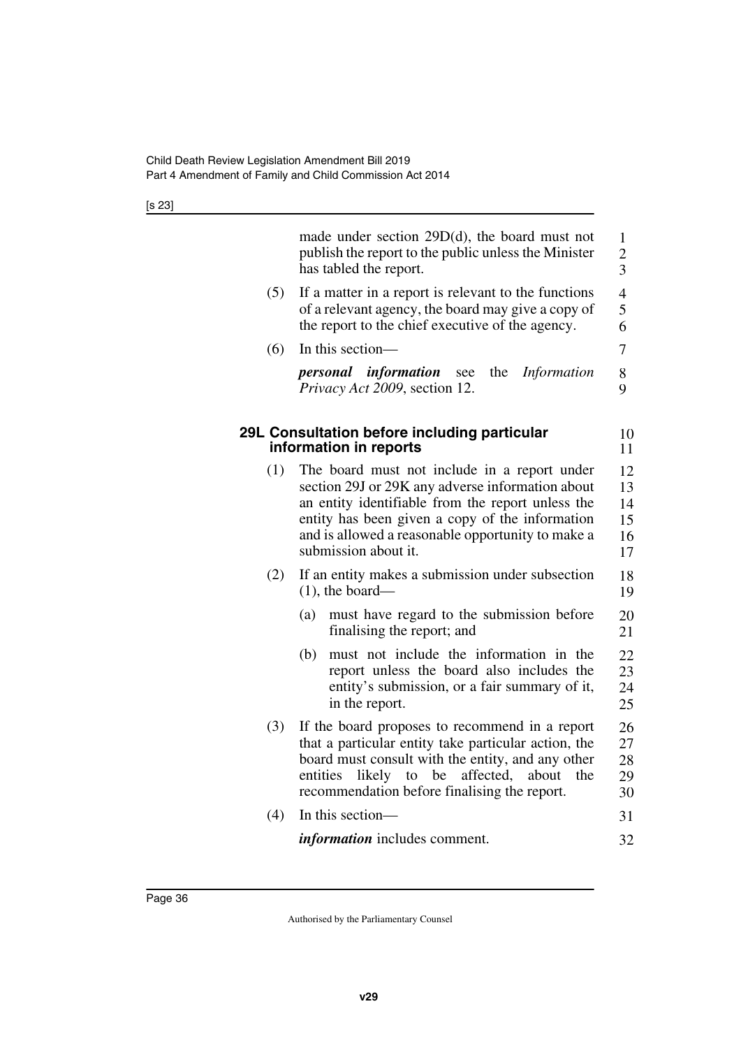made under section 29D(d), the board must not publish the report to the public unless the Minister has tabled the report.

(5) If a matter in a report is relevant to the functions of a relevant agency, the board may give a copy of the report to the chief executive of the agency.

(6) In this section—

***personal information*** see the *Information Privacy Act 2009*, section 12.

## 29L Consultation before including particular information in reports

(1) The board must not include in a report under section 29J or 29K any adverse information about an entity identifiable from the report unless the entity has been given a copy of the information and is allowed a reasonable opportunity to make a submission about it.

(2) If an entity makes a submission under subsection (1), the board—

(a) must have regard to the submission before finalising the report; and

(b) must not include the information in the report unless the board also includes the entity's submission, or a fair summary of it, in the report.

(3) If the board proposes to recommend in a report that a particular entity take particular action, the board must consult with the entity, and any other entities likely to be affected, about the recommendation before finalising the report.

(4) In this section—

***information*** includes comment.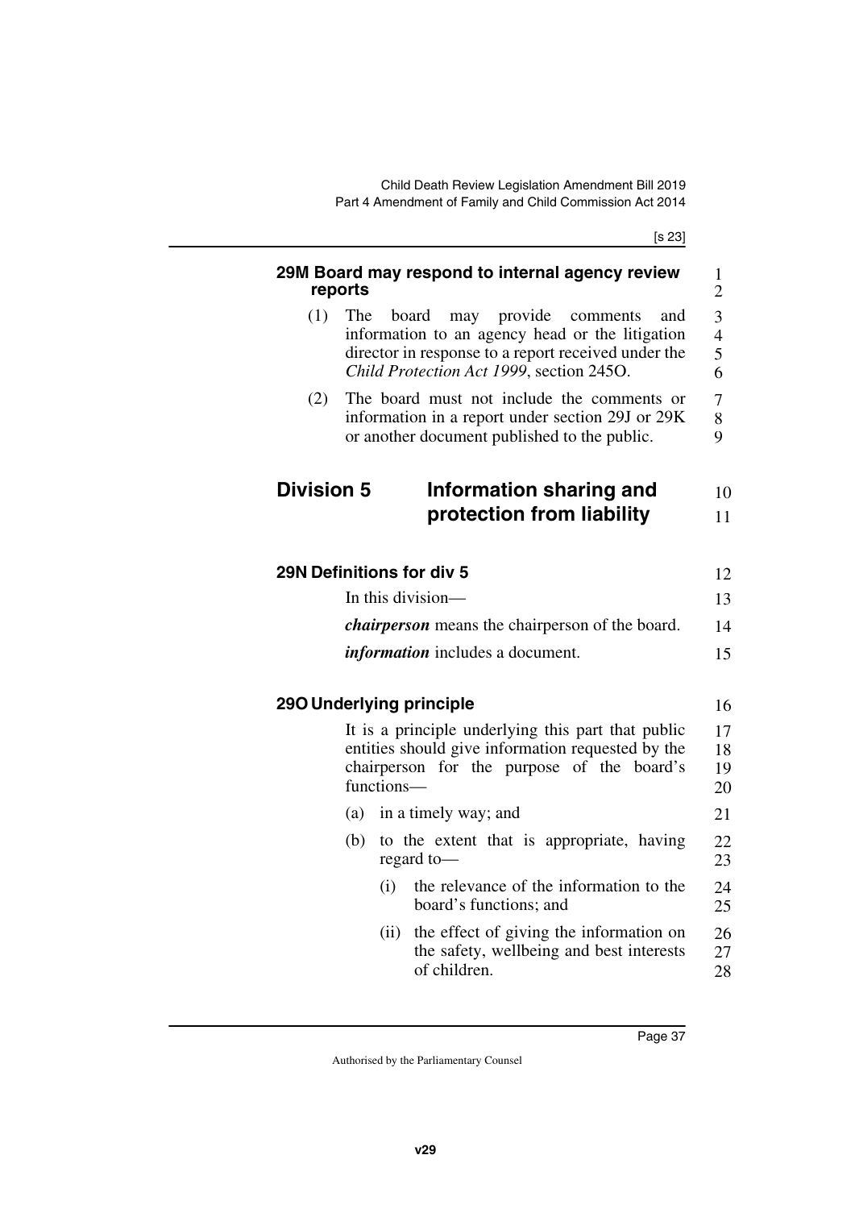### 29M Board may respond to internal agency review reports

(1) The board may provide comments and information to an agency head or the litigation director in response to a report received under the *Child Protection Act 1999*, section 245O.

(2) The board must not include the comments or information in a report under section 29J or 29K or another document published to the public.

## Division 5 Information sharing and protection from liability

### 29N Definitions for div 5

In this division—

***chairperson*** means the chairperson of the board.

***information*** includes a document.

### 29O Underlying principle

It is a principle underlying this part that public entities should give information requested by the chairperson for the purpose of the board's functions—

(a) in a timely way; and

(b) to the extent that is appropriate, having regard to—

(i) the relevance of the information to the board's functions; and

(ii) the effect of giving the information on the safety, wellbeing and best interests of children.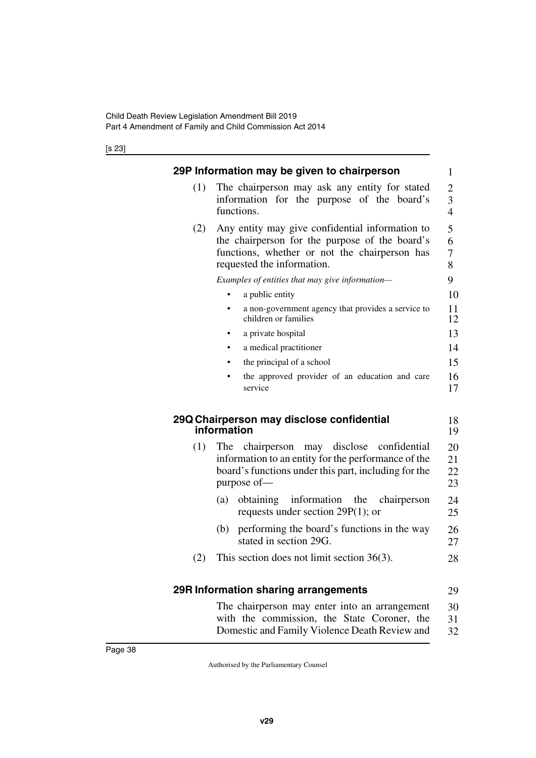### 29P Information may be given to chairperson

(1) The chairperson may ask any entity for stated information for the purpose of the board's functions.

(2) Any entity may give confidential information to the chairperson for the purpose of the board's functions, whether or not the chairperson has requested the information.

*Examples of entities that may give information—*

- a public entity
- a non-government agency that provides a service to children or families
- a private hospital
- a medical practitioner
- the principal of a school
- the approved provider of an education and care service

### 29Q Chairperson may disclose confidential information

(1) The chairperson may disclose confidential information to an entity for the performance of the board's functions under this part, including for the purpose of—

(a) obtaining information the chairperson requests under section 29P(1); or

(b) performing the board's functions in the way stated in section 29G.

(2) This section does not limit section 36(3).

### 29R Information sharing arrangements

The chairperson may enter into an arrangement with the commission, the State Coroner, the Domestic and Family Violence Death Review and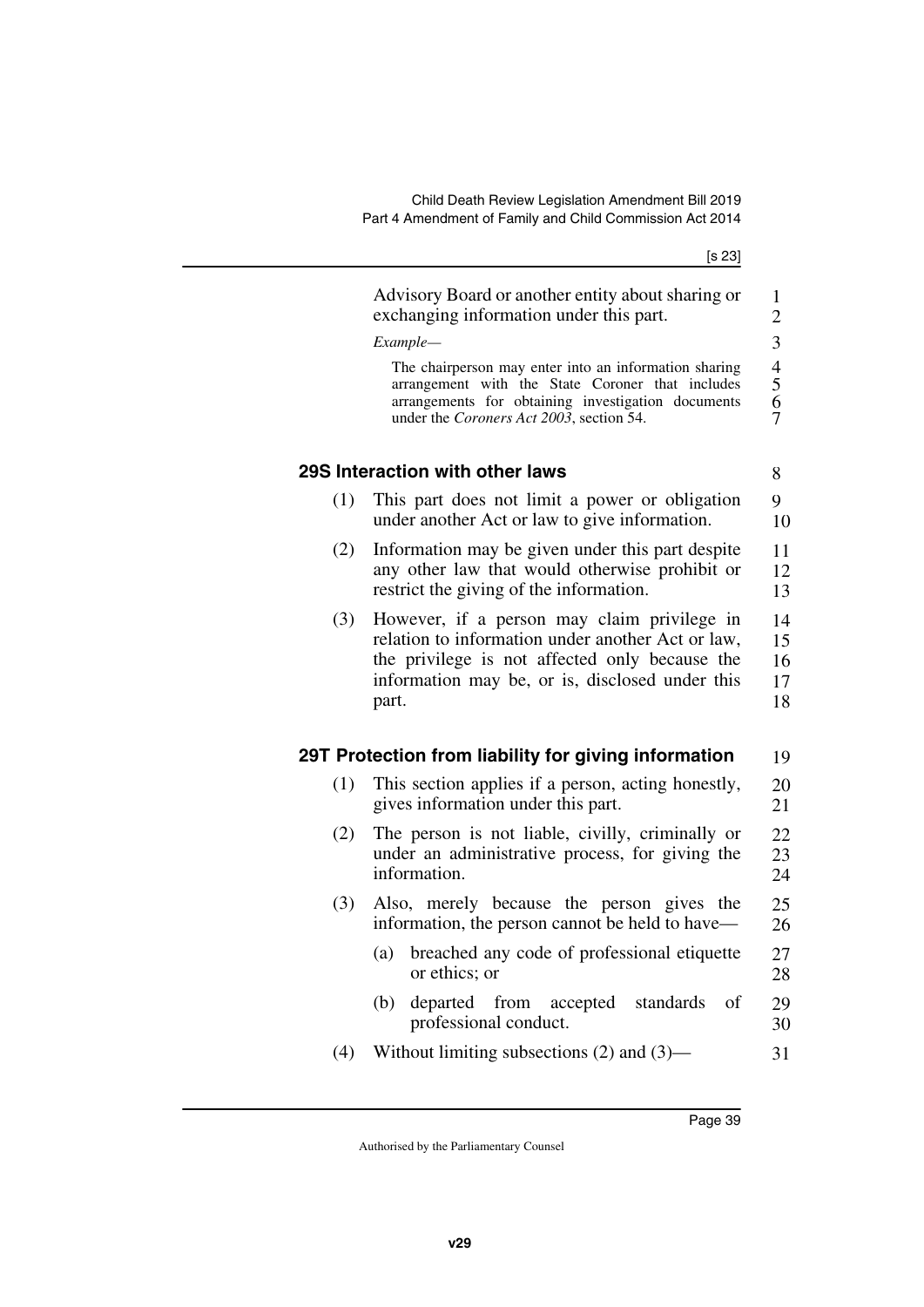Advisory Board or another entity about sharing or exchanging information under this part.

*Example—*

The chairperson may enter into an information sharing arrangement with the State Coroner that includes arrangements for obtaining investigation documents under the *Coroners Act 2003*, section 54.

### 29S Interaction with other laws

(1) This part does not limit a power or obligation under another Act or law to give information.

(2) Information may be given under this part despite any other law that would otherwise prohibit or restrict the giving of the information.

(3) However, if a person may claim privilege in relation to information under another Act or law, the privilege is not affected only because the information may be, or is, disclosed under this part.

### 29T Protection from liability for giving information

(1) This section applies if a person, acting honestly, gives information under this part.

(2) The person is not liable, civilly, criminally or under an administrative process, for giving the information.

(3) Also, merely because the person gives the information, the person cannot be held to have—

(a) breached any code of professional etiquette or ethics; or

(b) departed from accepted standards of professional conduct.

(4) Without limiting subsections (2) and (3)—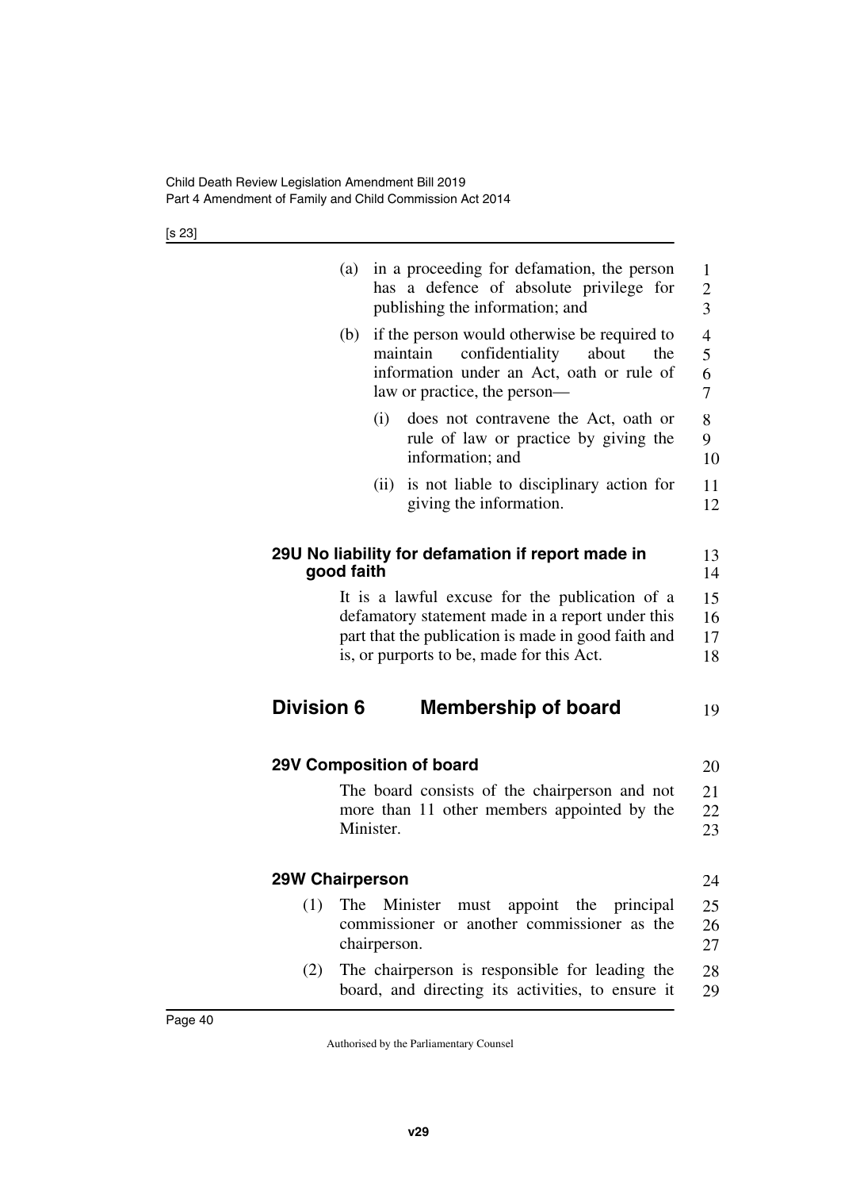(a) in a proceeding for defamation, the person has a defence of absolute privilege for publishing the information; and

(b) if the person would otherwise be required to maintain confidentiality about the information under an Act, oath or rule of law or practice, the person—

(i) does not contravene the Act, oath or rule of law or practice by giving the information; and

(ii) is not liable to disciplinary action for giving the information.

### 29U No liability for defamation if report made in good faith

It is a lawful excuse for the publication of a defamatory statement made in a report under this part that the publication is made in good faith and is, or purports to be, made for this Act.

## Division 6 Membership of board

### 29V Composition of board

The board consists of the chairperson and not more than 11 other members appointed by the Minister.

### 29W Chairperson

(1) The Minister must appoint the principal commissioner or another commissioner as the chairperson.

(2) The chairperson is responsible for leading the board, and directing its activities, to ensure it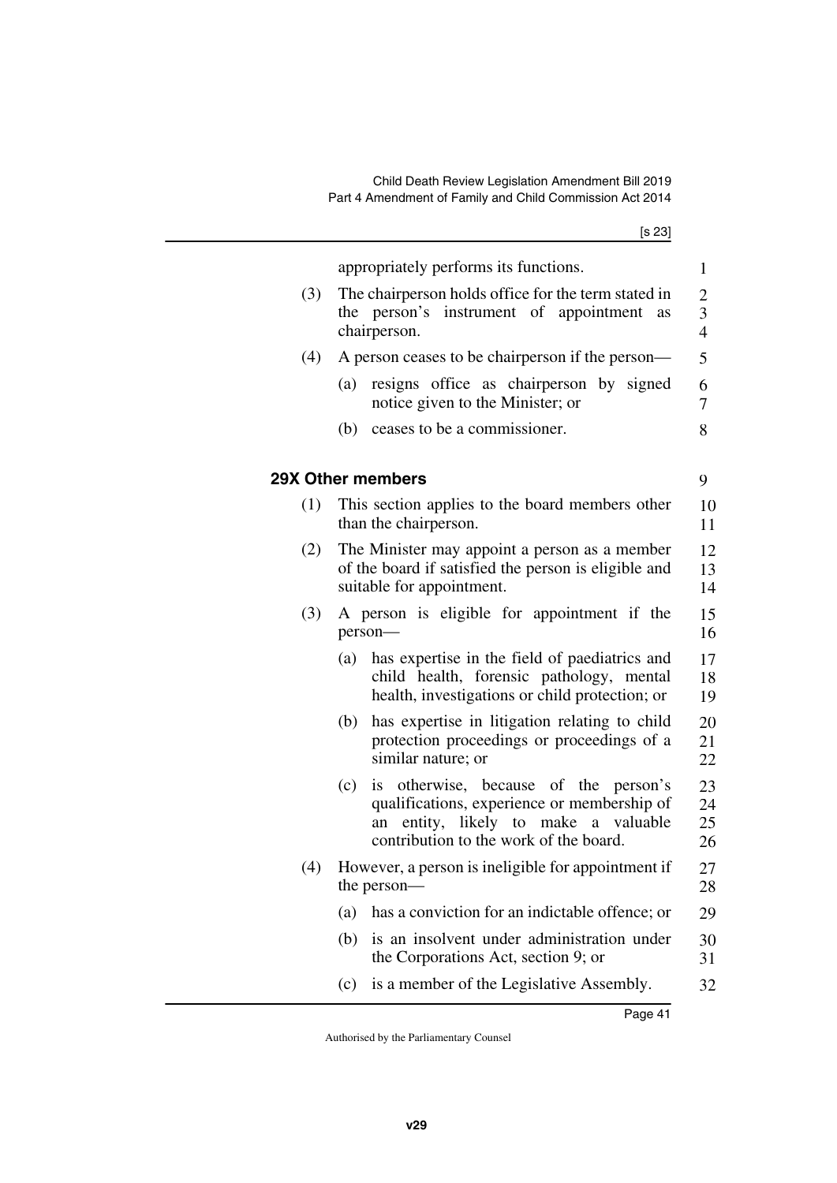appropriately performs its functions.

(3) The chairperson holds office for the term stated in the person's instrument of appointment as chairperson.

(4) A person ceases to be chairperson if the person—

(a) resigns office as chairperson by signed notice given to the Minister; or

(b) ceases to be a commissioner.

### 29X Other members

(1) This section applies to the board members other than the chairperson.

(2) The Minister may appoint a person as a member of the board if satisfied the person is eligible and suitable for appointment.

(3) A person is eligible for appointment if the person—

(a) has expertise in the field of paediatrics and child health, forensic pathology, mental health, investigations or child protection; or

(b) has expertise in litigation relating to child protection proceedings or proceedings of a similar nature; or

(c) is otherwise, because of the person's qualifications, experience or membership of an entity, likely to make a valuable contribution to the work of the board.

(4) However, a person is ineligible for appointment if the person—

(a) has a conviction for an indictable offence; or

(b) is an insolvent under administration under the Corporations Act, section 9; or

(c) is a member of the Legislative Assembly.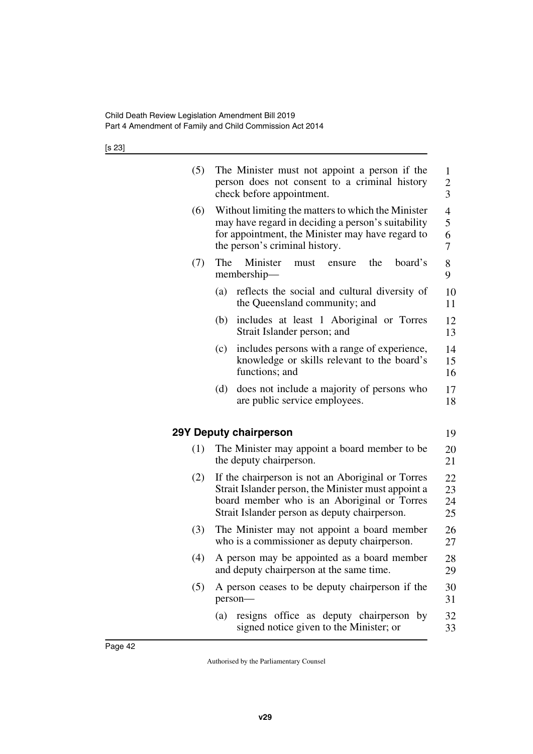(5) The Minister must not appoint a person if the person does not consent to a criminal history check before appointment.

(6) Without limiting the matters to which the Minister may have regard in deciding a person's suitability for appointment, the Minister may have regard to the person's criminal history.

(7) The Minister must ensure the board's membership—

(a) reflects the social and cultural diversity of the Queensland community; and

(b) includes at least 1 Aboriginal or Torres Strait Islander person; and

(c) includes persons with a range of experience, knowledge or skills relevant to the board's functions; and

(d) does not include a majority of persons who are public service employees.

### 29Y Deputy chairperson

(1) The Minister may appoint a board member to be the deputy chairperson.

(2) If the chairperson is not an Aboriginal or Torres Strait Islander person, the Minister must appoint a board member who is an Aboriginal or Torres Strait Islander person as deputy chairperson.

(3) The Minister may not appoint a board member who is a commissioner as deputy chairperson.

(4) A person may be appointed as a board member and deputy chairperson at the same time.

(5) A person ceases to be deputy chairperson if the person—

(a) resigns office as deputy chairperson by signed notice given to the Minister; or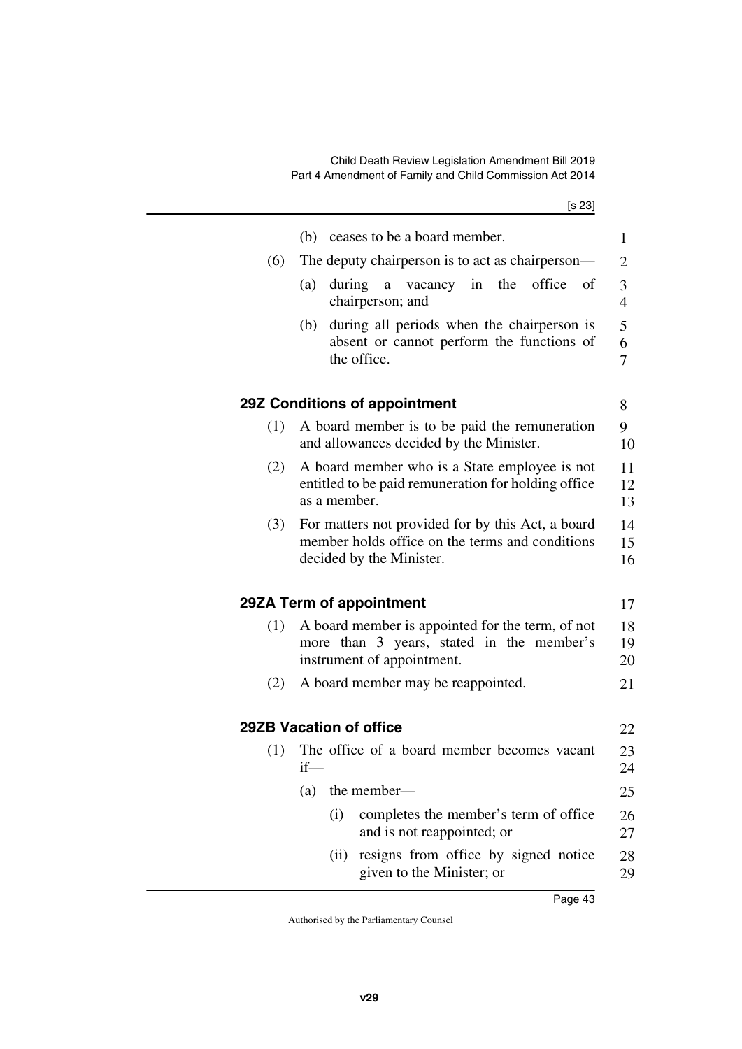(b) ceases to be a board member.

(6) The deputy chairperson is to act as chairperson—

(a) during a vacancy in the office of chairperson; and

(b) during all periods when the chairperson is absent or cannot perform the functions of the office.

### 29Z Conditions of appointment

(1) A board member is to be paid the remuneration and allowances decided by the Minister.

(2) A board member who is a State employee is not entitled to be paid remuneration for holding office as a member.

(3) For matters not provided for by this Act, a board member holds office on the terms and conditions decided by the Minister.

### 29ZA Term of appointment

(1) A board member is appointed for the term, of not more than 3 years, stated in the member's instrument of appointment.

(2) A board member may be reappointed.

### 29ZB Vacation of office

(1) The office of a board member becomes vacant if—

(a) the member—

(i) completes the member's term of office and is not reappointed; or

(ii) resigns from office by signed notice given to the Minister; or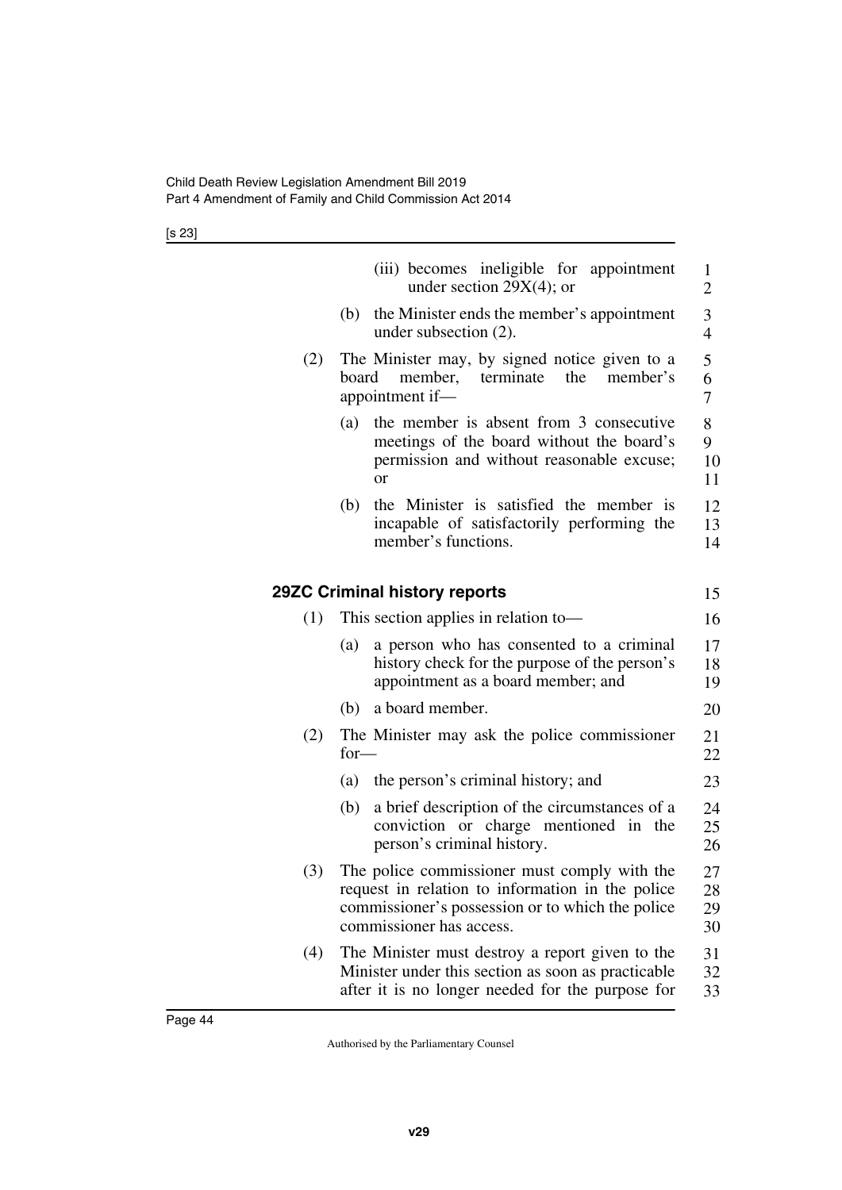(iii) becomes ineligible for appointment under section 29X(4); or

(b) the Minister ends the member's appointment under subsection (2).

(2) The Minister may, by signed notice given to a board member, terminate the member's appointment if—

(a) the member is absent from 3 consecutive meetings of the board without the board's permission and without reasonable excuse; or

(b) the Minister is satisfied the member is incapable of satisfactorily performing the member's functions.

**29ZC Criminal history reports**

(1) This section applies in relation to—

(a) a person who has consented to a criminal history check for the purpose of the person's appointment as a board member; and

(b) a board member.

(2) The Minister may ask the police commissioner for—

(a) the person's criminal history; and

(b) a brief description of the circumstances of a conviction or charge mentioned in the person's criminal history.

(3) The police commissioner must comply with the request in relation to information in the police commissioner's possession or to which the police commissioner has access.

(4) The Minister must destroy a report given to the Minister under this section as soon as practicable after it is no longer needed for the purpose for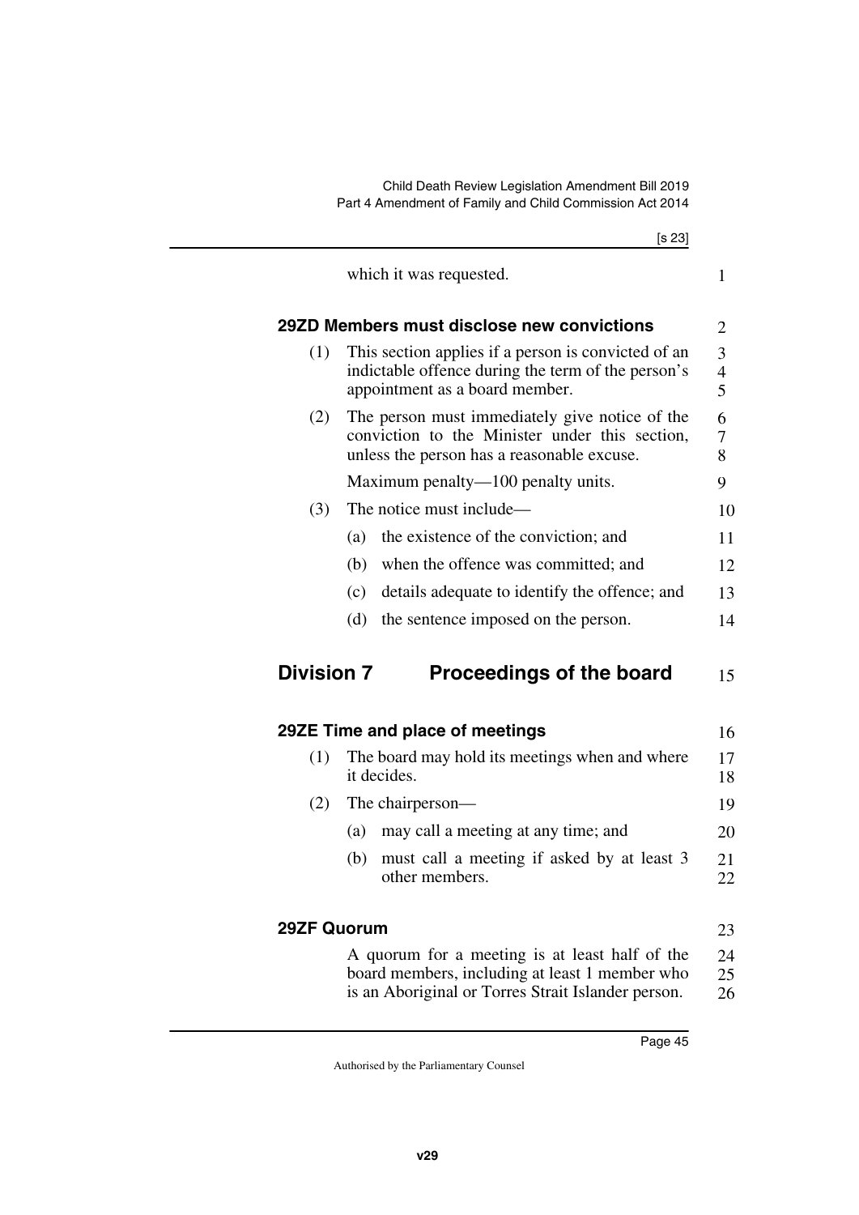which it was requested.

### 29ZD Members must disclose new convictions

(1) This section applies if a person is convicted of an indictable offence during the term of the person's appointment as a board member.

(2) The person must immediately give notice of the conviction to the Minister under this section, unless the person has a reasonable excuse.

Maximum penalty—100 penalty units.

(3) The notice must include—

(a) the existence of the conviction; and

(b) when the offence was committed; and

(c) details adequate to identify the offence; and

(d) the sentence imposed on the person.

## Division 7 Proceedings of the board

### 29ZE Time and place of meetings

(1) The board may hold its meetings when and where it decides.

(2) The chairperson—

(a) may call a meeting at any time; and

(b) must call a meeting if asked by at least 3 other members.

### 29ZF Quorum

A quorum for a meeting is at least half of the board members, including at least 1 member who is an Aboriginal or Torres Strait Islander person.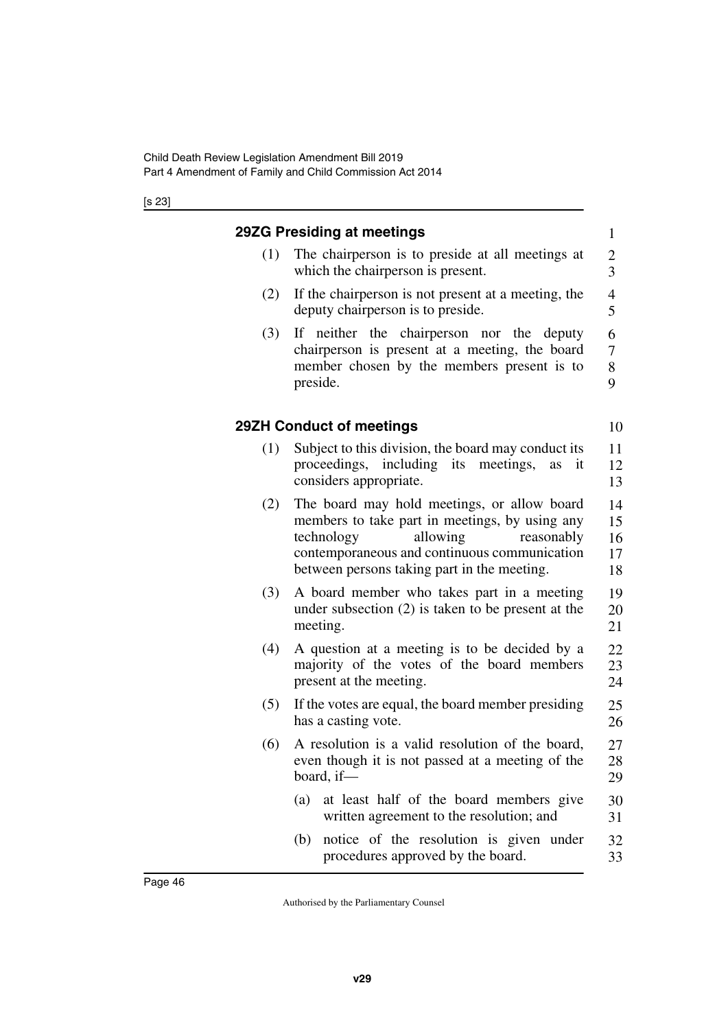#### 29ZG Presiding at meetings

(1) The chairperson is to preside at all meetings at which the chairperson is present.

(2) If the chairperson is not present at a meeting, the deputy chairperson is to preside.

(3) If neither the chairperson nor the deputy chairperson is present at a meeting, the board member chosen by the members present is to preside.

#### 29ZH Conduct of meetings

(1) Subject to this division, the board may conduct its proceedings, including its meetings, as it considers appropriate.

(2) The board may hold meetings, or allow board members to take part in meetings, by using any technology allowing reasonably contemporaneous and continuous communication between persons taking part in the meeting.

(3) A board member who takes part in a meeting under subsection (2) is taken to be present at the meeting.

(4) A question at a meeting is to be decided by a majority of the votes of the board members present at the meeting.

(5) If the votes are equal, the board member presiding has a casting vote.

(6) A resolution is a valid resolution of the board, even though it is not passed at a meeting of the board, if—

   (a) at least half of the board members give written agreement to the resolution; and

   (b) notice of the resolution is given under procedures approved by the board.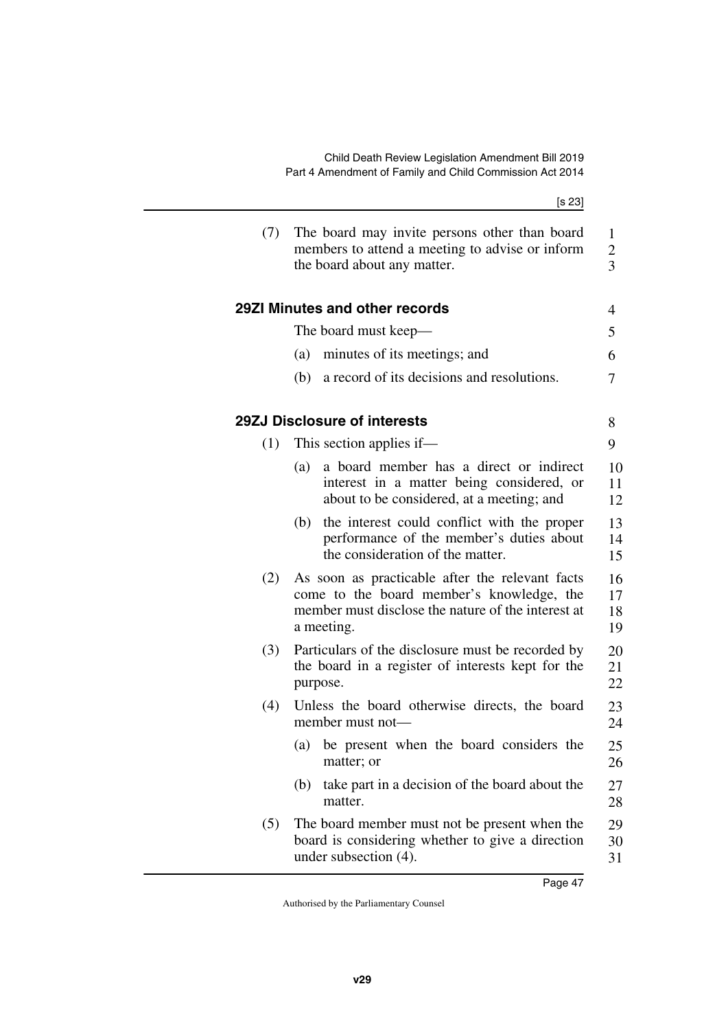(7) The board may invite persons other than board members to attend a meeting to advise or inform the board about any matter.

### 29ZI Minutes and other records

The board must keep—

(a) minutes of its meetings; and

(b) a record of its decisions and resolutions.

### 29ZJ Disclosure of interests

(1) This section applies if—

(a) a board member has a direct or indirect interest in a matter being considered, or about to be considered, at a meeting; and

(b) the interest could conflict with the proper performance of the member's duties about the consideration of the matter.

(2) As soon as practicable after the relevant facts come to the board member's knowledge, the member must disclose the nature of the interest at a meeting.

(3) Particulars of the disclosure must be recorded by the board in a register of interests kept for the purpose.

(4) Unless the board otherwise directs, the board member must not—

(a) be present when the board considers the matter; or

(b) take part in a decision of the board about the matter.

(5) The board member must not be present when the board is considering whether to give a direction under subsection (4).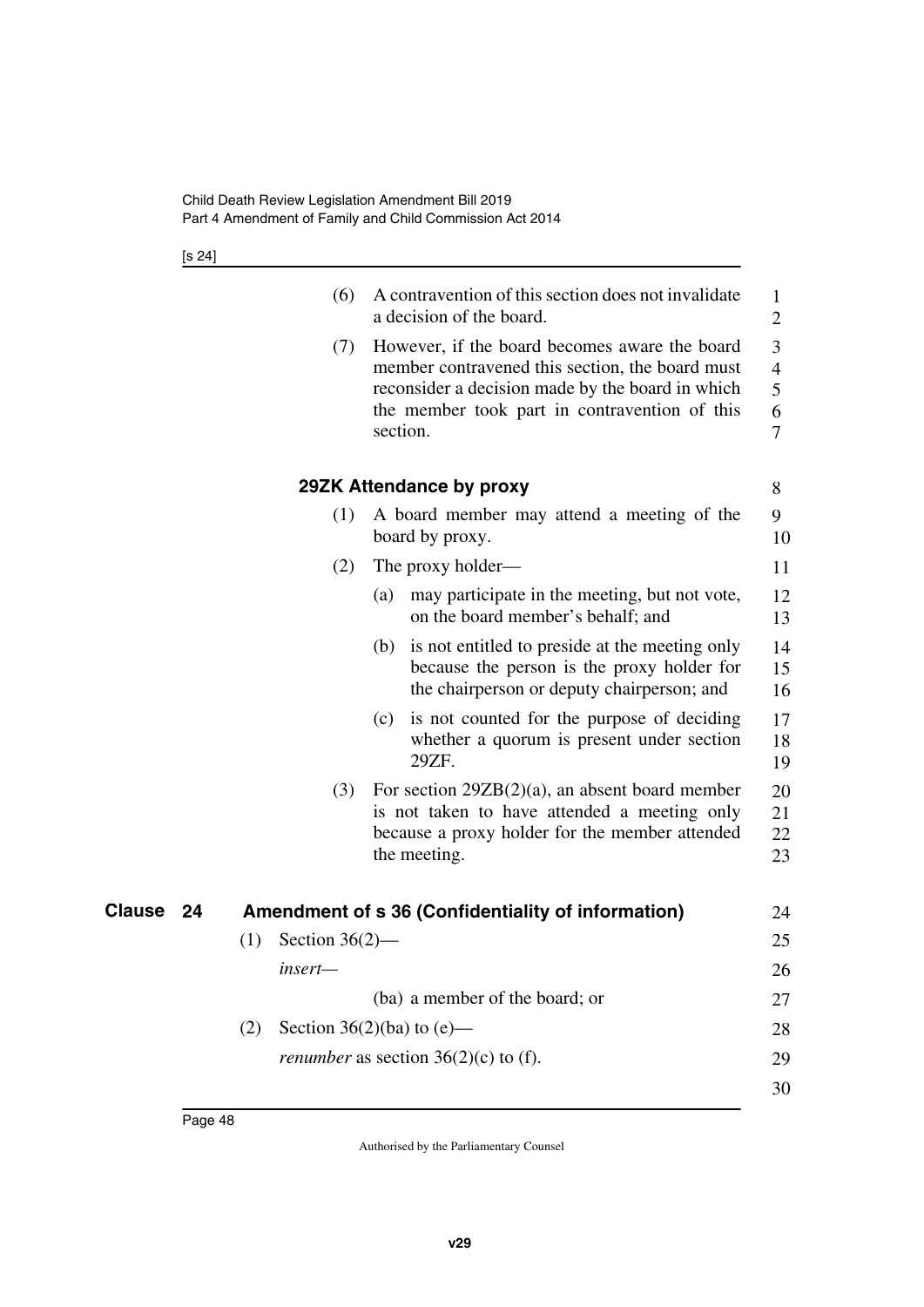(6) A contravention of this section does not invalidate a decision of the board.

(7) However, if the board becomes aware the board member contravened this section, the board must reconsider a decision made by the board in which the member took part in contravention of this section.

### 29ZK Attendance by proxy

(1) A board member may attend a meeting of the board by proxy.

(2) The proxy holder—

(a) may participate in the meeting, but not vote, on the board member's behalf; and

(b) is not entitled to preside at the meeting only because the person is the proxy holder for the chairperson or deputy chairperson; and

(c) is not counted for the purpose of deciding whether a quorum is present under section 29ZF.

(3) For section 29ZB(2)(a), an absent board member is not taken to have attended a meeting only because a proxy holder for the member attended the meeting.

## Clause 24 Amendment of s 36 (Confidentiality of information)

(1) Section 36(2)—

*insert*—

(ba) a member of the board; or

(2) Section 36(2)(ba) to (e)—

*renumber* as section 36(2)(c) to (f).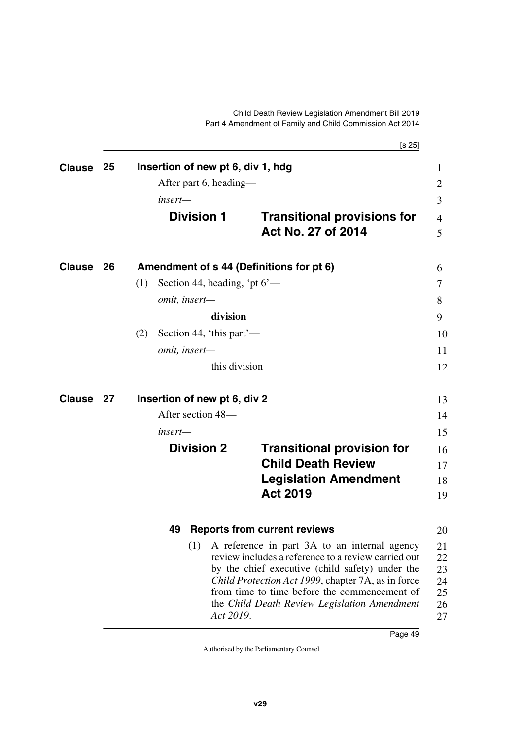**Clause 25 Insertion of new pt 6, div 1, hdg**

After part 6, heading—

*insert—*

**Division 1 Transitional provisions for Act No. 27 of 2014**

**Clause 26 Amendment of s 44 (Definitions for pt 6)**

(1) Section 44, heading, 'pt 6'—

*omit, insert—*

**division**

(2) Section 44, 'this part'—

*omit, insert—*

this division

**Clause 27 Insertion of new pt 6, div 2**

After section 48—

*insert—*

**Division 2 Transitional provision for Child Death Review Legislation Amendment Act 2019**

**49 Reports from current reviews**

(1) A reference in part 3A to an internal agency review includes a reference to a review carried out by the chief executive (child safety) under the *Child Protection Act 1999*, chapter 7A, as in force from time to time before the commencement of the *Child Death Review Legislation Amendment Act 2019*.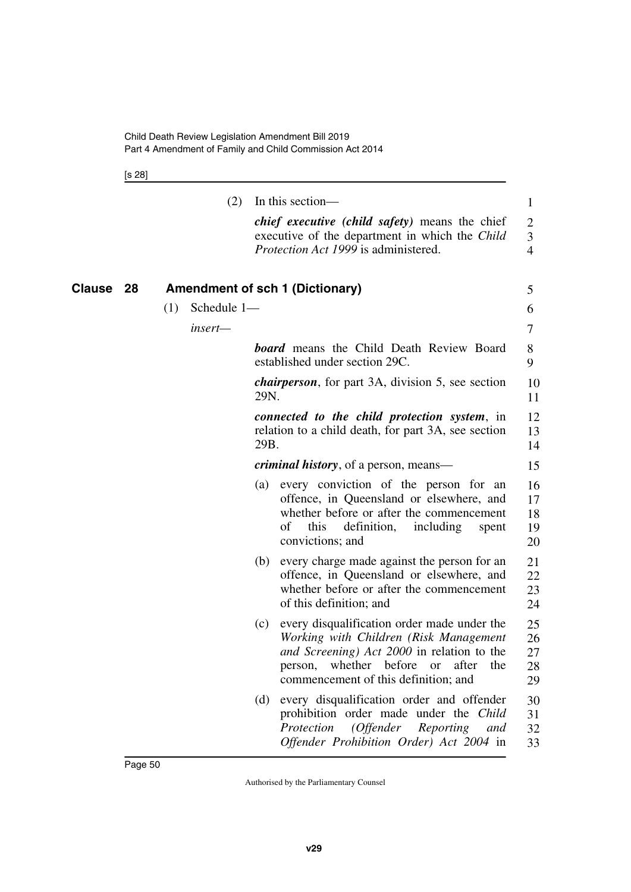(2) In this section—

***chief executive (child safety)*** means the chief executive of the department in which the *Child Protection Act 1999* is administered.

## Clause 28 Amendment of sch 1 (Dictionary)

(1) Schedule 1—

*insert*—

***board*** means the Child Death Review Board established under section 29C.

***chairperson***, for part 3A, division 5, see section 29N.

***connected to the child protection system***, in relation to a child death, for part 3A, see section 29B.

***criminal history***, of a person, means—

(a) every conviction of the person for an offence, in Queensland or elsewhere, and whether before or after the commencement of this definition, including spent convictions; and

(b) every charge made against the person for an offence, in Queensland or elsewhere, and whether before or after the commencement of this definition; and

(c) every disqualification order made under the *Working with Children (Risk Management and Screening) Act 2000* in relation to the person, whether before or after the commencement of this definition; and

(d) every disqualification order and offender prohibition order made under the *Child Protection (Offender Reporting and Offender Prohibition Order) Act 2004* in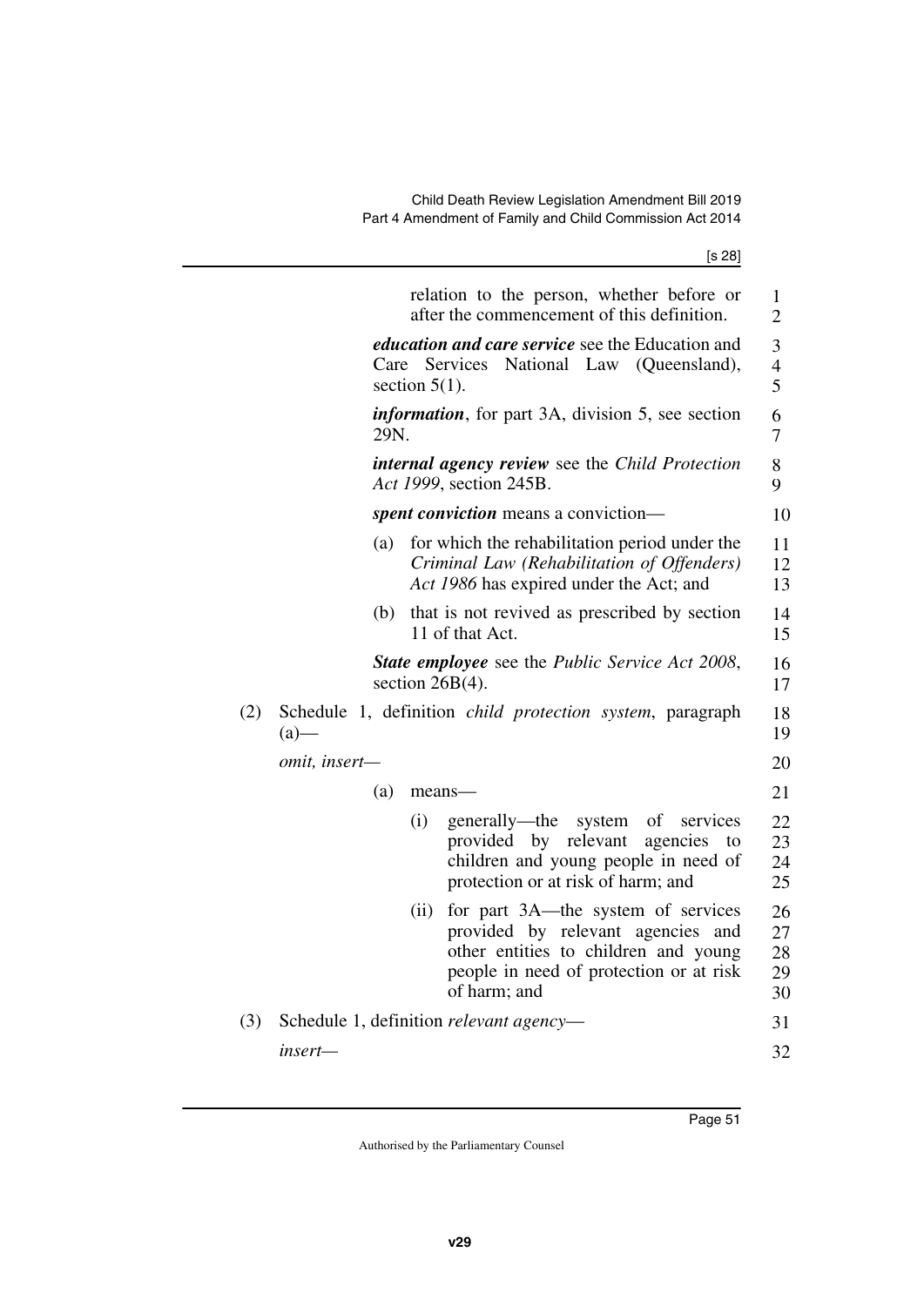relation to the person, whether before or after the commencement of this definition.

***education and care service*** see the Education and Care Services National Law (Queensland), section 5(1).

***information***, for part 3A, division 5, see section 29N.

***internal agency review*** see the *Child Protection Act 1999*, section 245B.

***spent conviction*** means a conviction—

(a) for which the rehabilitation period under the *Criminal Law (Rehabilitation of Offenders) Act 1986* has expired under the Act; and

(b) that is not revived as prescribed by section 11 of that Act.

***State employee*** see the *Public Service Act 2008*, section 26B(4).

(2) Schedule 1, definition *child protection system*, paragraph (a)—

*omit, insert—*

(a) means—

(i) generally—the system of services provided by relevant agencies to children and young people in need of protection or at risk of harm; and

(ii) for part 3A—the system of services provided by relevant agencies and other entities to children and young people in need of protection or at risk of harm; and

(3) Schedule 1, definition *relevant agency*—

*insert—*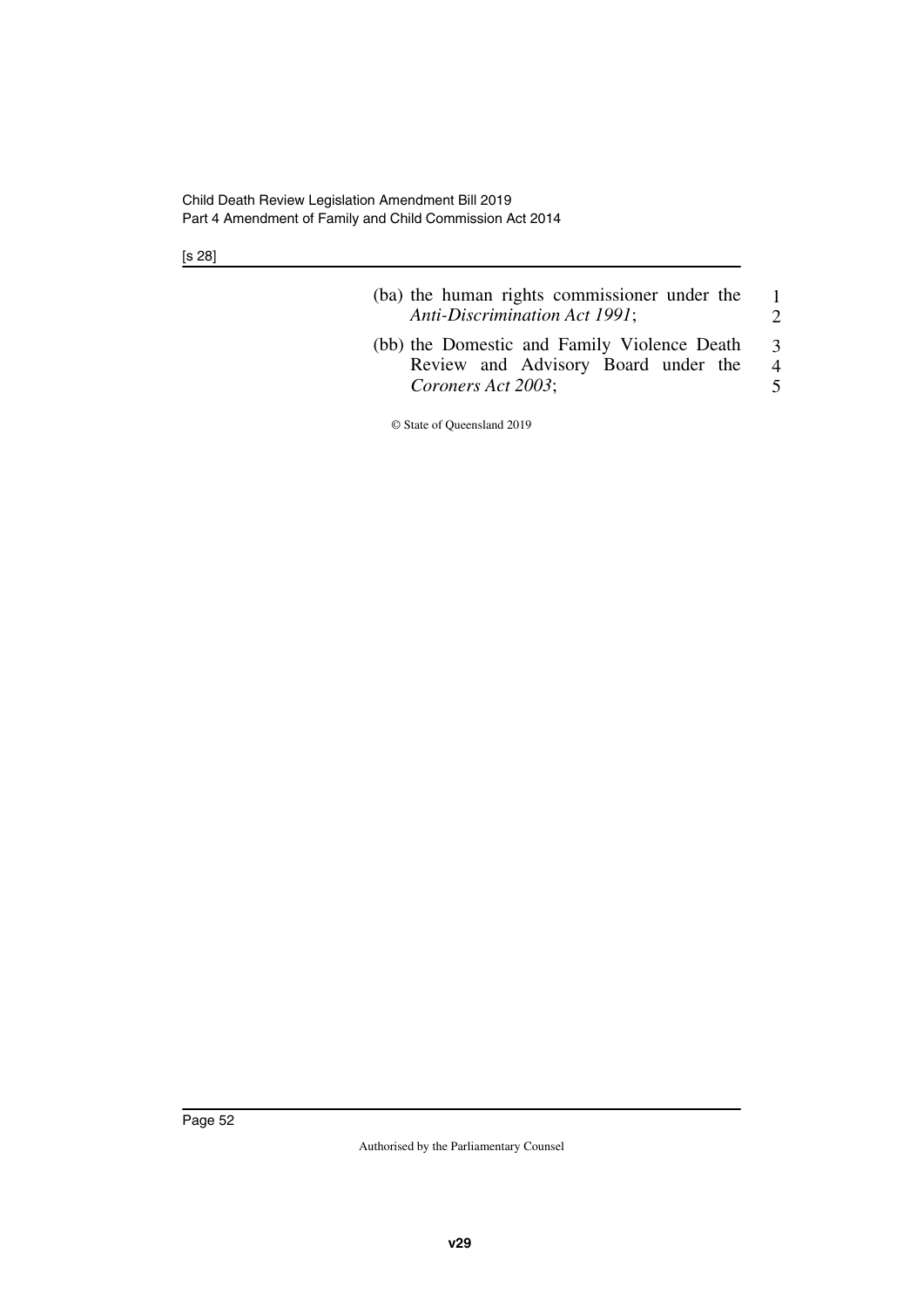(ba) the human rights commissioner under the *Anti-Discrimination Act 1991*;

(bb) the Domestic and Family Violence Death Review and Advisory Board under the *Coroners Act 2003*;

© State of Queensland 2019